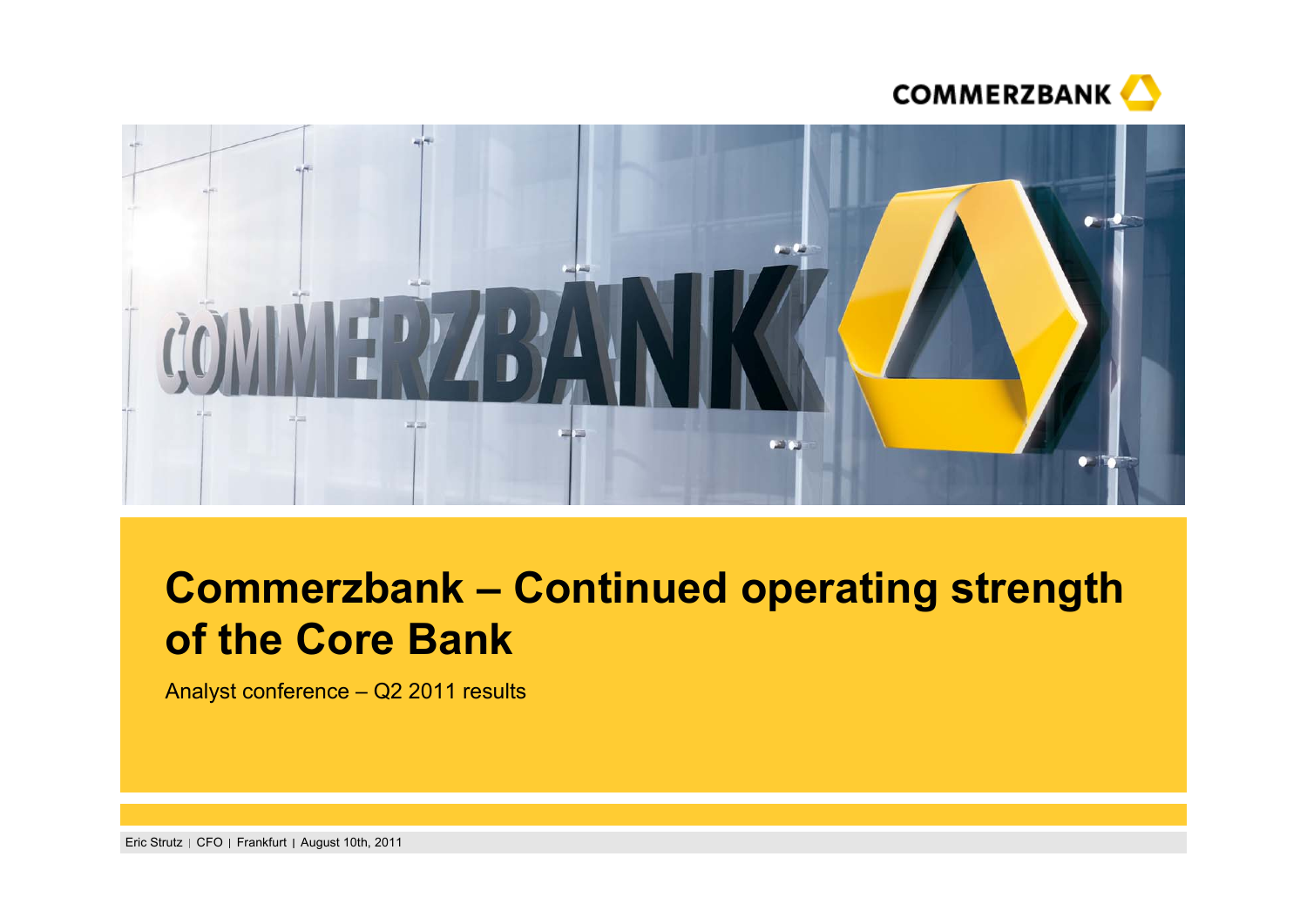# Commerzbank – Continued operating strength of the Core Bank

Analyst conference – Q2 2011 results

Eric Strutz | CFO | Frankfurt | August 10th, 2011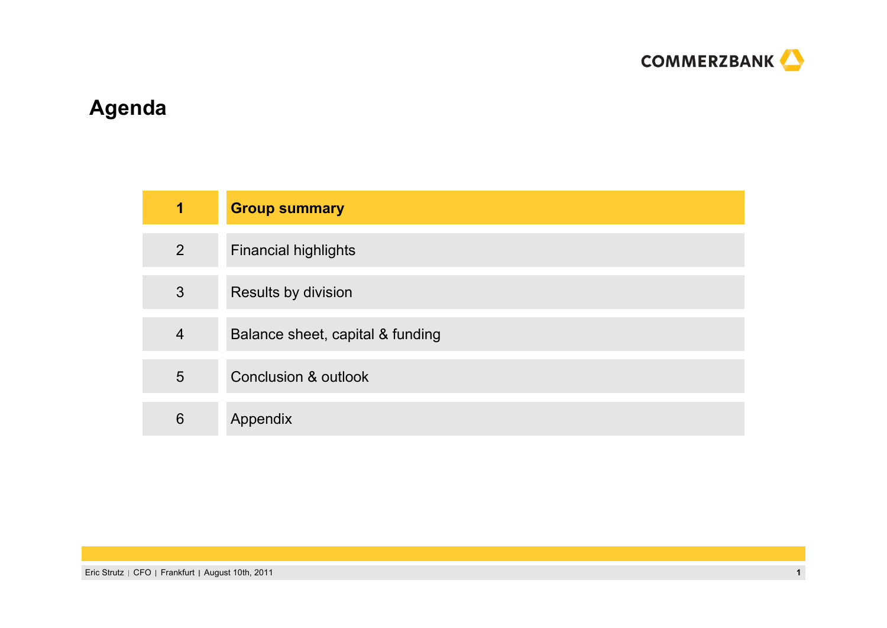# Agenda

| | |
|---|---|
| **1** | **Group summary** |
| 2 | Financial highlights |
| 3 | Results by division |
| 4 | Balance sheet, capital & funding |
| 5 | Conclusion & outlook |
| 6 | Appendix |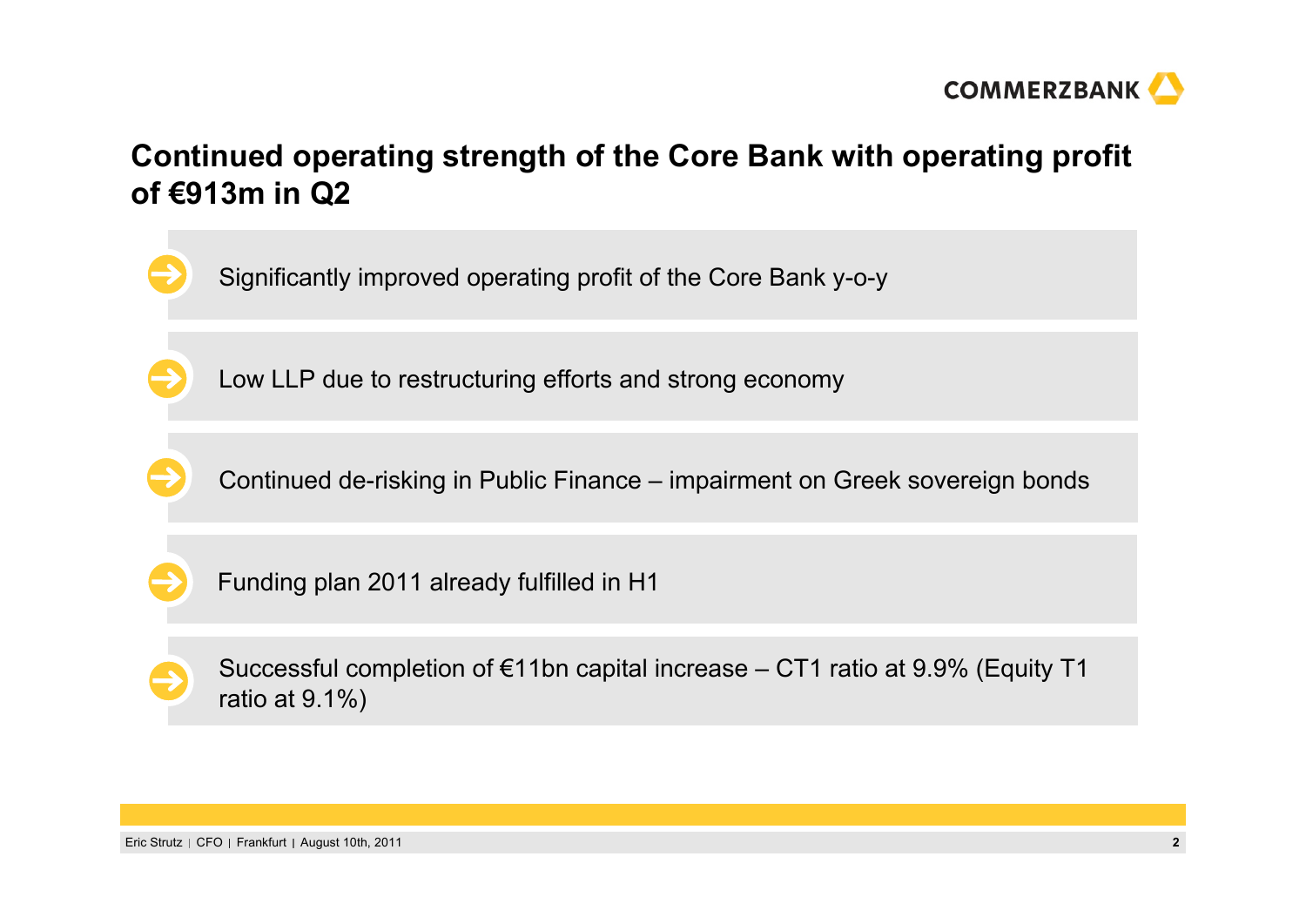# Continued operating strength of the Core Bank with operating profit of €913m in Q2

- Significantly improved operating profit of the Core Bank y-o-y
- Low LLP due to restructuring efforts and strong economy
- Continued de-risking in Public Finance – impairment on Greek sovereign bonds
- Funding plan 2011 already fulfilled in H1
- Successful completion of €11bn capital increase – CT1 ratio at 9.9% (Equity T1 ratio at 9.1%)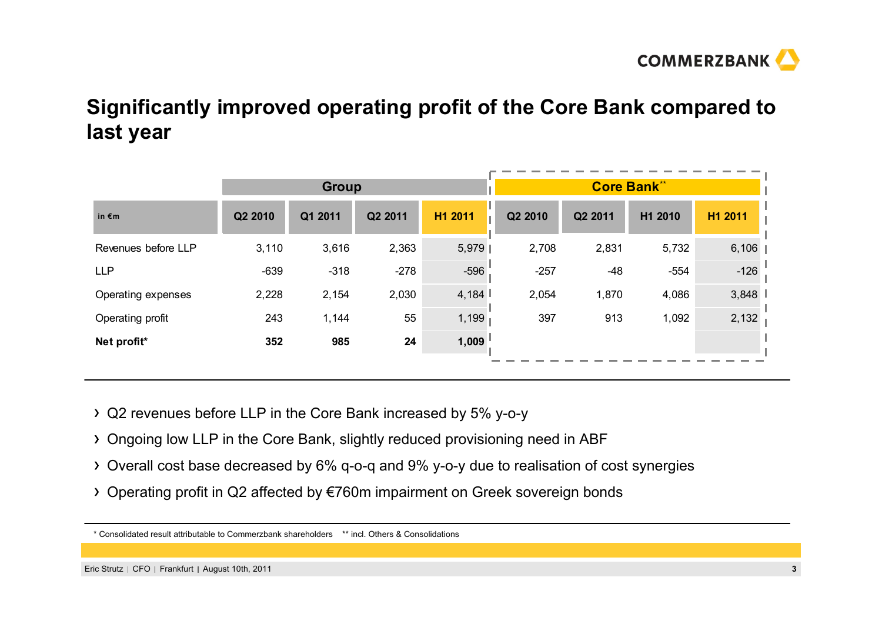# Significantly improved operating profit of the Core Bank compared to last year

| in €m | Group | | | | Core Bank** | | | |
|---|---|---|---|---|---|---|---|---|
| | Q2 2010 | Q1 2011 | Q2 2011 | H1 2011 | Q2 2010 | Q2 2011 | H1 2010 | H1 2011 |
| Revenues before LLP | 3,110 | 3,616 | 2,363 | 5,979 | 2,708 | 2,831 | 5,732 | 6,106 |
| LLP | -639 | -318 | -278 | -596 | -257 | -48 | -554 | -126 |
| Operating expenses | 2,228 | 2,154 | 2,030 | 4,184 | 2,054 | 1,870 | 4,086 | 3,848 |
| Operating profit | 243 | 1,144 | 55 | 1,199 | 397 | 913 | 1,092 | 2,132 |
| **Net profit*** | **352** | **985** | **24** | **1,009** | | | | |

- Q2 revenues before LLP in the Core Bank increased by 5% y-o-y
- Ongoing low LLP in the Core Bank, slightly reduced provisioning need in ABF
- Overall cost base decreased by 6% q-o-q and 9% y-o-y due to realisation of cost synergies
- Operating profit in Q2 affected by €760m impairment on Greek sovereign bonds

\* Consolidated result attributable to Commerzbank shareholders  ** incl. Others & Consolidations

Eric Strutz | CFO | Frankfurt | August 10th, 2011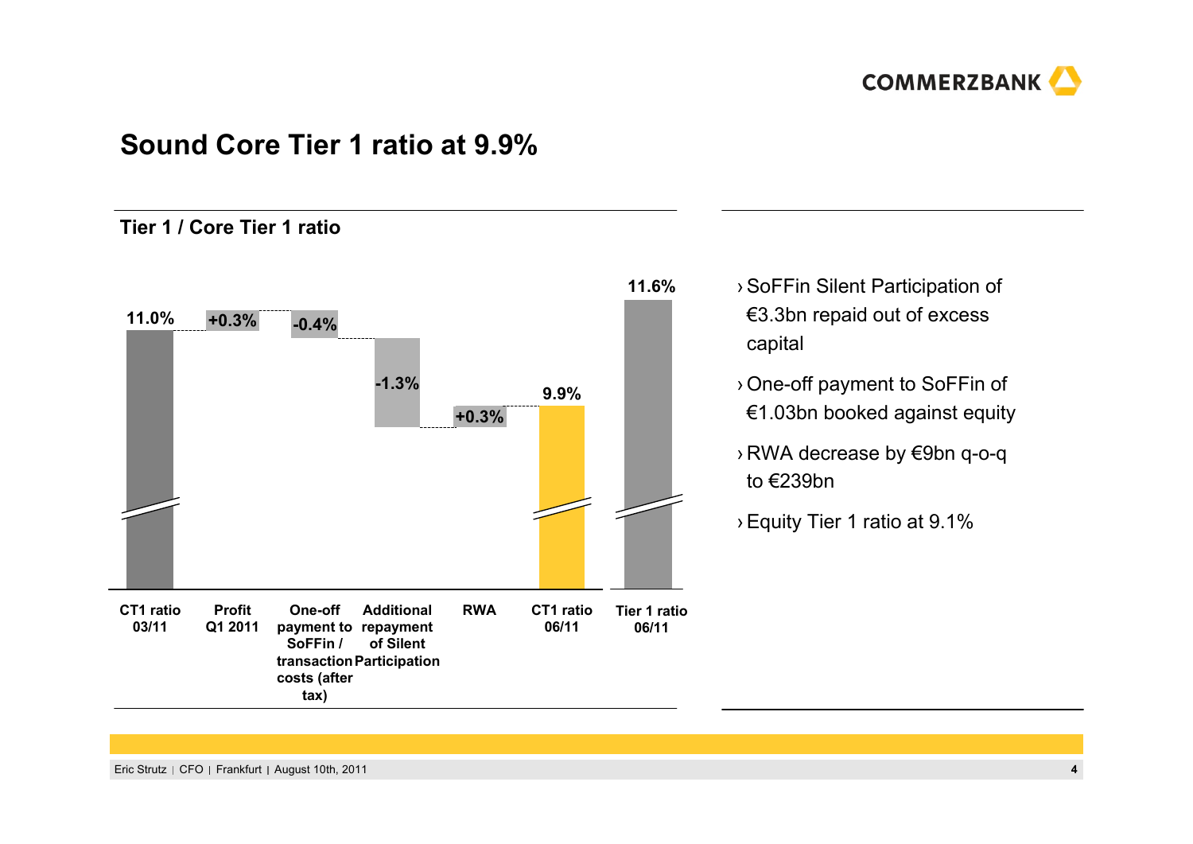# Sound Core Tier 1 ratio at 9.9%

## Tier 1 / Core Tier 1 ratio

| CT1 ratio 03/11 | Profit Q1 2011 | One-off payment to SoFFin / transaction costs (after tax) | Additional repayment of Silent Participation | RWA | CT1 ratio 06/11 | Tier 1 ratio 06/11 |
|---|---|---|---|---|---|---|
| 11.0% | +0.3% | -0.4% | -1.3% | +0.3% | 9.9% | 11.6% |

- SoFFin Silent Participation of €3.3bn repaid out of excess capital
- One-off payment to SoFFin of €1.03bn booked against equity
- RWA decrease by €9bn q-o-q to €239bn
- Equity Tier 1 ratio at 9.1%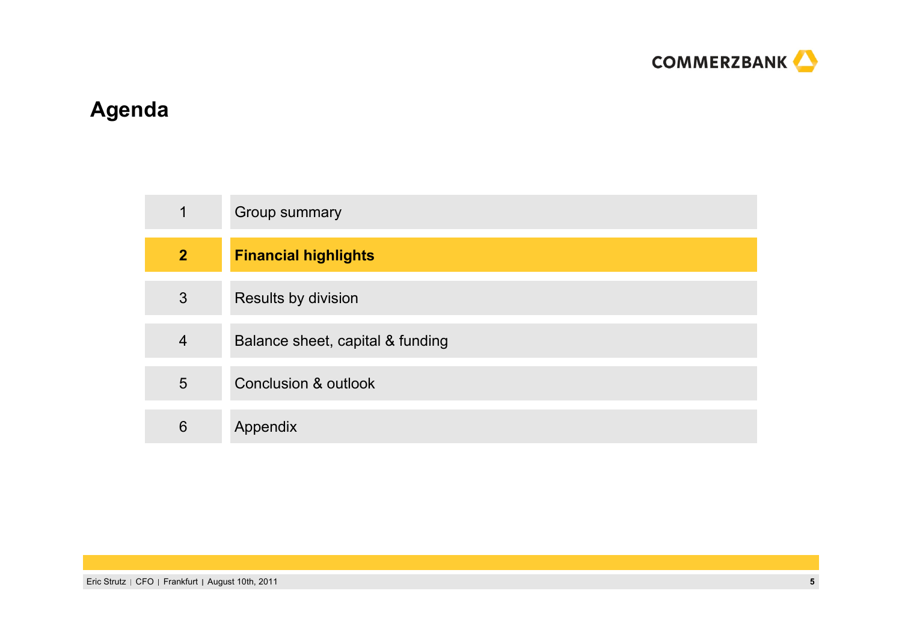# Agenda

| | |
|---|---|
| 1 | Group summary |
| **2** | **Financial highlights** |
| 3 | Results by division |
| 4 | Balance sheet, capital & funding |
| 5 | Conclusion & outlook |
| 6 | Appendix |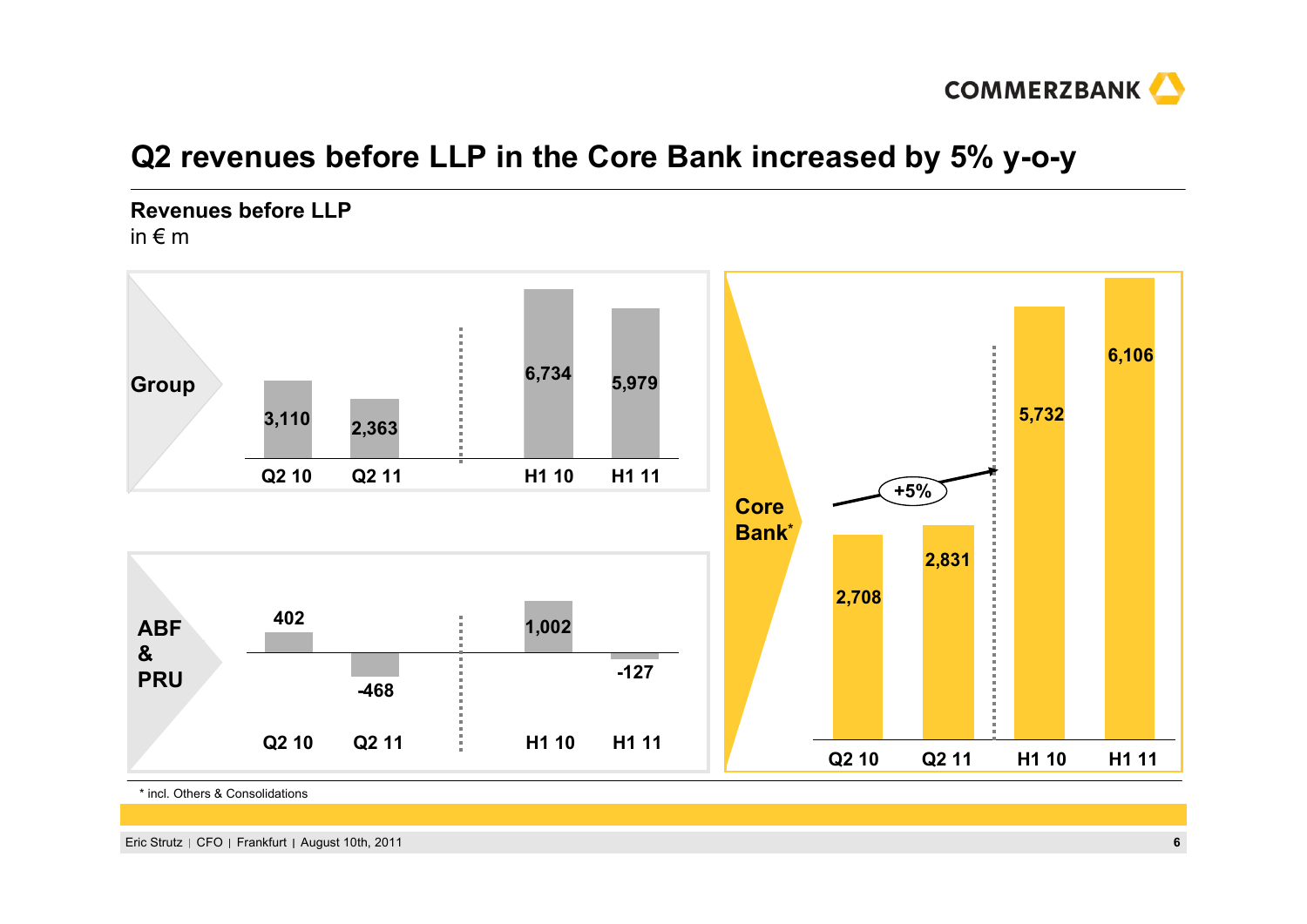# Q2 revenues before LLP in the Core Bank increased by 5% y-o-y

**Revenues before LLP**
in € m

**Group**

| | Q2 10 | Q2 11 | H1 10 | H1 11 |
|---|---|---|---|---|
| Group | 3,110 | 2,363 | 6,734 | 5,979 |

**ABF & PRU**

| | Q2 10 | Q2 11 | H1 10 | H1 11 |
|---|---|---|---|---|
| ABF & PRU | 402 | -468 | 1,002 | -127 |

**Core Bank***

| | Q2 10 | Q2 11 | H1 10 | H1 11 |
|---|---|---|---|---|
| Core Bank* | 2,708 | 2,831 | 5,732 | 6,106 |

+5% (Q2 10 to Q2 11)

\* incl. Others & Consolidations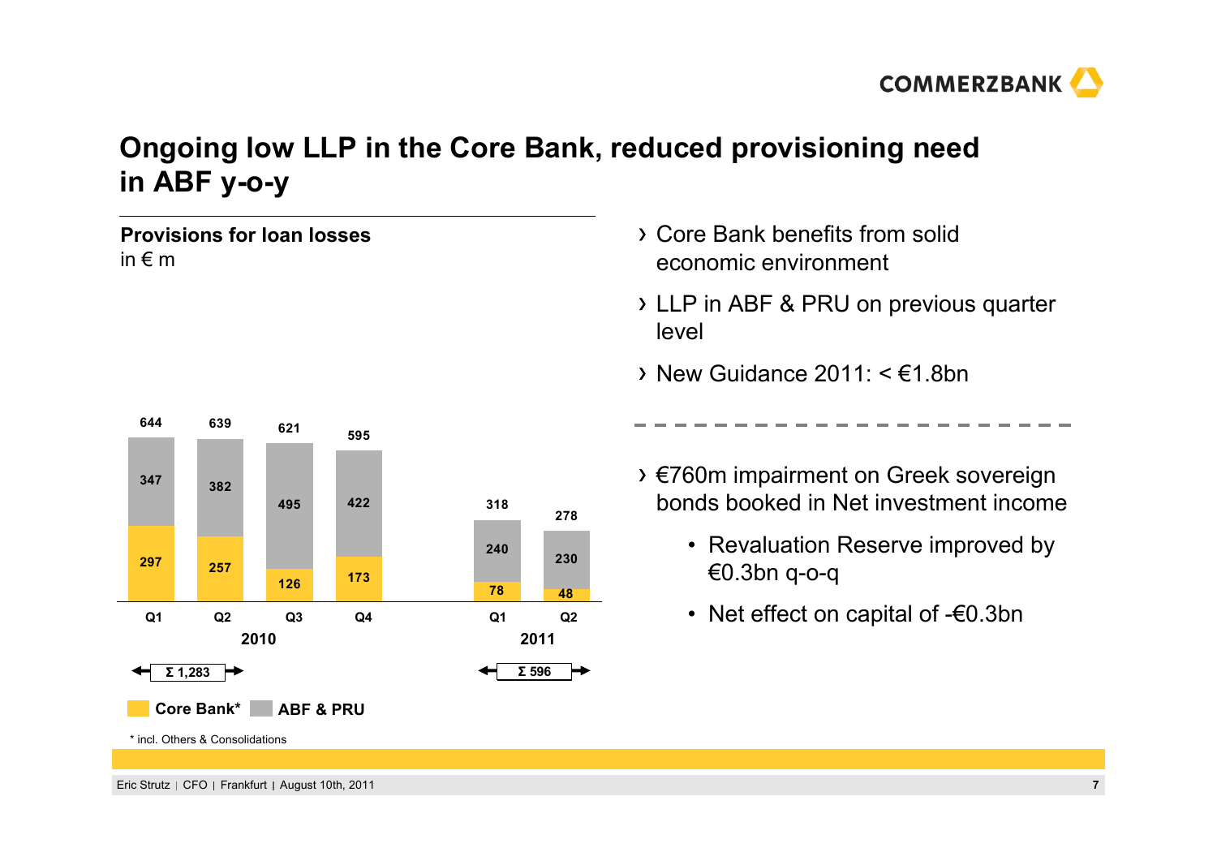# Ongoing low LLP in the Core Bank, reduced provisioning need in ABF y-o-y

**Provisions for loan losses**
in € m

| | 2010 Q1 | 2010 Q2 | 2010 Q3 | 2010 Q4 | 2011 Q1 | 2011 Q2 |
|---|---|---|---|---|---|---|
| Core Bank* | 297 | 257 | 126 | 173 | 78 | 48 |
| ABF & PRU | 347 | 382 | 495 | 422 | 240 | 230 |
| Total | 644 | 639 | 621 | 595 | 318 | 278 |

Σ 1,283 (2010 Q1–Q2); Σ 596 (2011 Q1–Q2)

\* incl. Others & Consolidations

- Core Bank benefits from solid economic environment
- LLP in ABF & PRU on previous quarter level
- New Guidance 2011: < €1.8bn

---

- €760m impairment on Greek sovereign bonds booked in Net investment income
  - Revaluation Reserve improved by €0.3bn q-o-q
  - Net effect on capital of -€0.3bn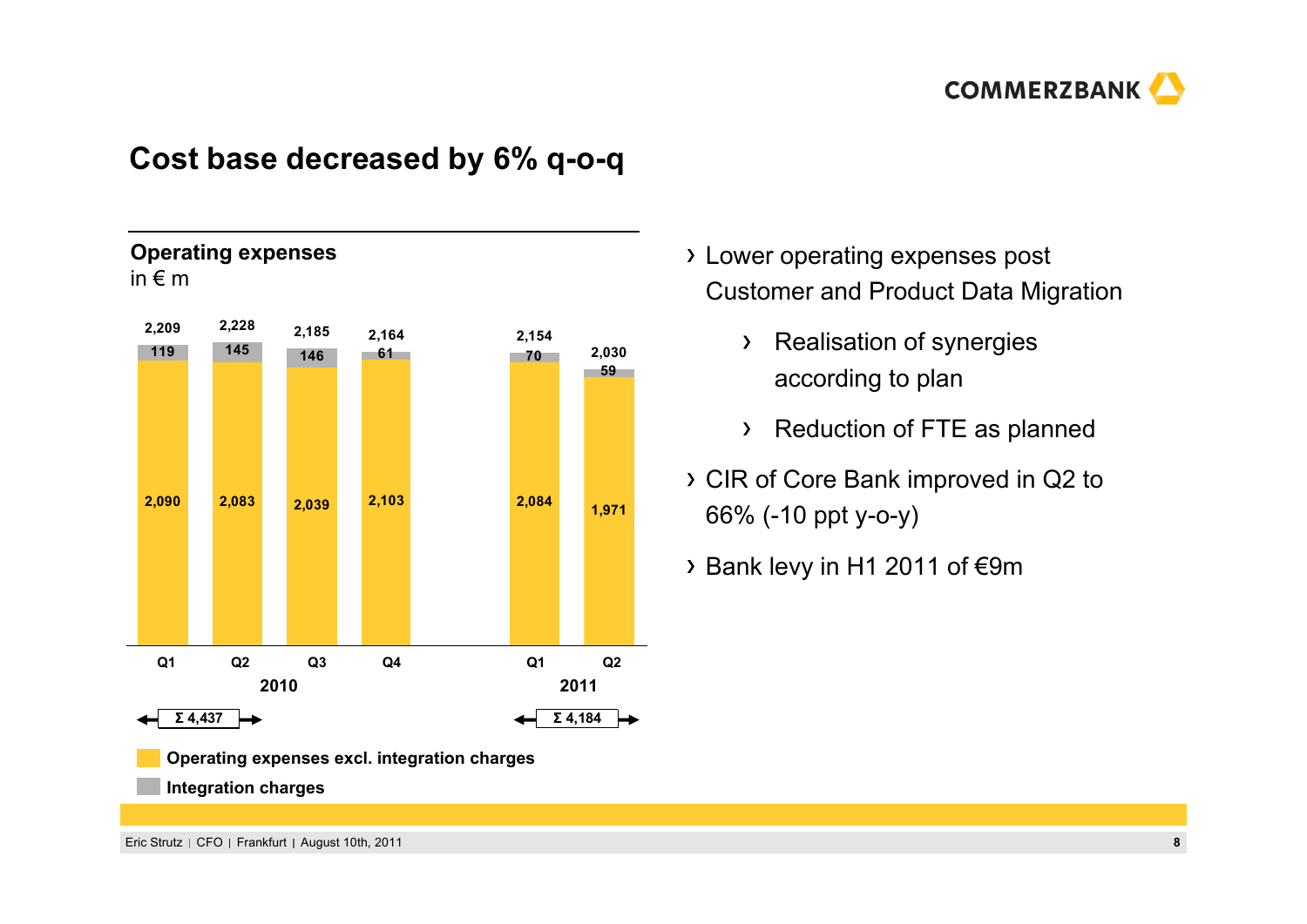# Cost base decreased by 6% q-o-q

**Operating expenses**
in € m

| | 2010 Q1 | 2010 Q2 | 2010 Q3 | 2010 Q4 | 2011 Q1 | 2011 Q2 |
|---|---|---|---|---|---|---|
| Operating expenses excl. integration charges | 2,090 | 2,083 | 2,039 | 2,103 | 2,084 | 1,971 |
| Integration charges | 119 | 145 | 146 | 61 | 70 | 59 |
| Total | 2,209 | 2,228 | 2,185 | 2,164 | 2,154 | 2,030 |

Σ 4,437 (2010 Q1–Q2) | Σ 4,184 (2011 Q1–Q2)

- Lower operating expenses post Customer and Product Data Migration
  - Realisation of synergies according to plan
  - Reduction of FTE as planned
- CIR of Core Bank improved in Q2 to 66% (-10 ppt y-o-y)
- Bank levy in H1 2011 of €9m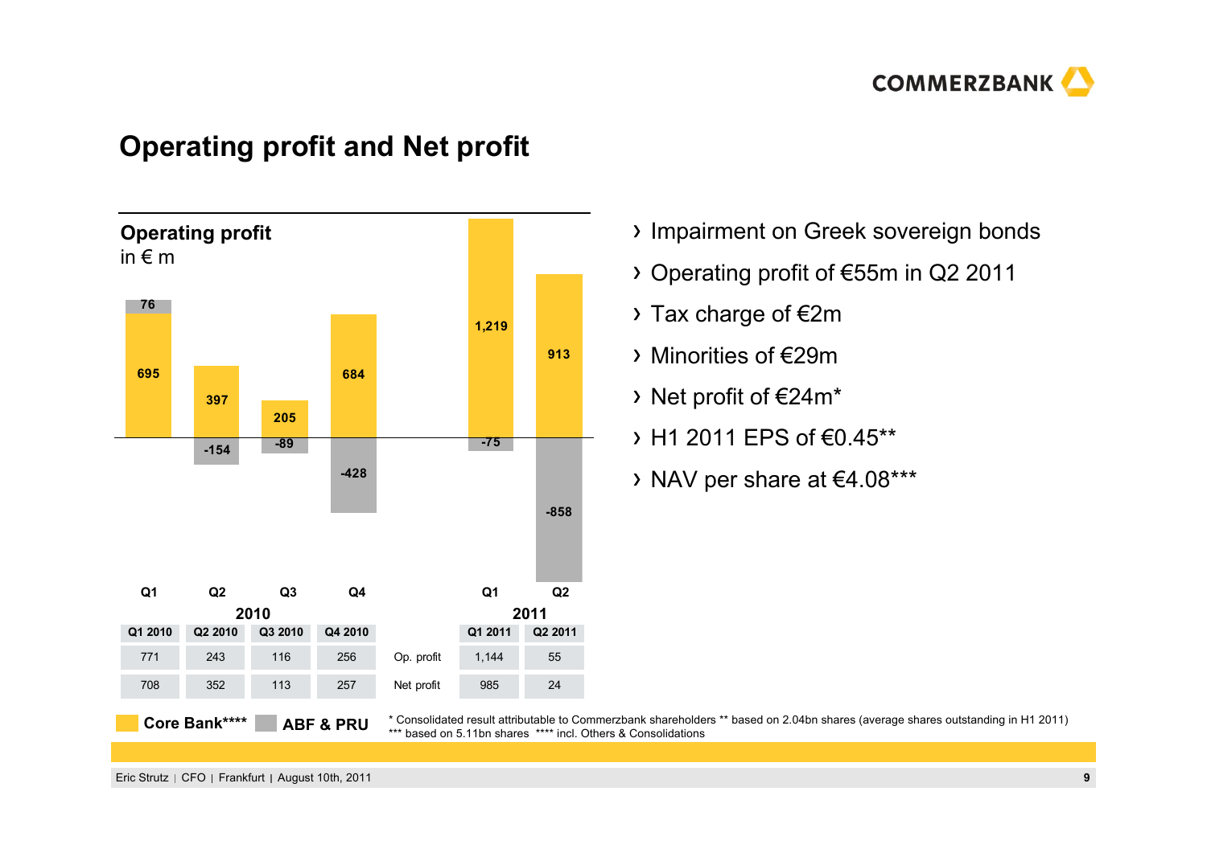# Operating profit and Net profit

**Operating profit**
in € m

| | Q1 2010 | Q2 2010 | Q3 2010 | Q4 2010 | Q1 2011 | Q2 2011 |
|---|---|---|---|---|---|---|
| Core Bank**** | 695 | 397 | 205 | 684 | 1,219 | 913 |
| ABF & PRU | 76 | -154 | -89 | -428 | -75 | -858 |

| | Q1 2010 | Q2 2010 | Q3 2010 | Q4 2010 | Q1 2011 | Q2 2011 |
|---|---|---|---|---|---|---|
| Op. profit | 771 | 243 | 116 | 256 | 1,144 | 55 |
| Net profit | 708 | 352 | 113 | 257 | 985 | 24 |

- Impairment on Greek sovereign bonds
- Operating profit of €55m in Q2 2011
- Tax charge of €2m
- Minorities of €29m
- Net profit of €24m*
- H1 2011 EPS of €0.45**
- NAV per share at €4.08***

\* Consolidated result attributable to Commerzbank shareholders ** based on 2.04bn shares (average shares outstanding in H1 2011) *** based on 5.11bn shares **** incl. Others & Consolidations

Eric Strutz | CFO | Frankfurt | August 10th, 2011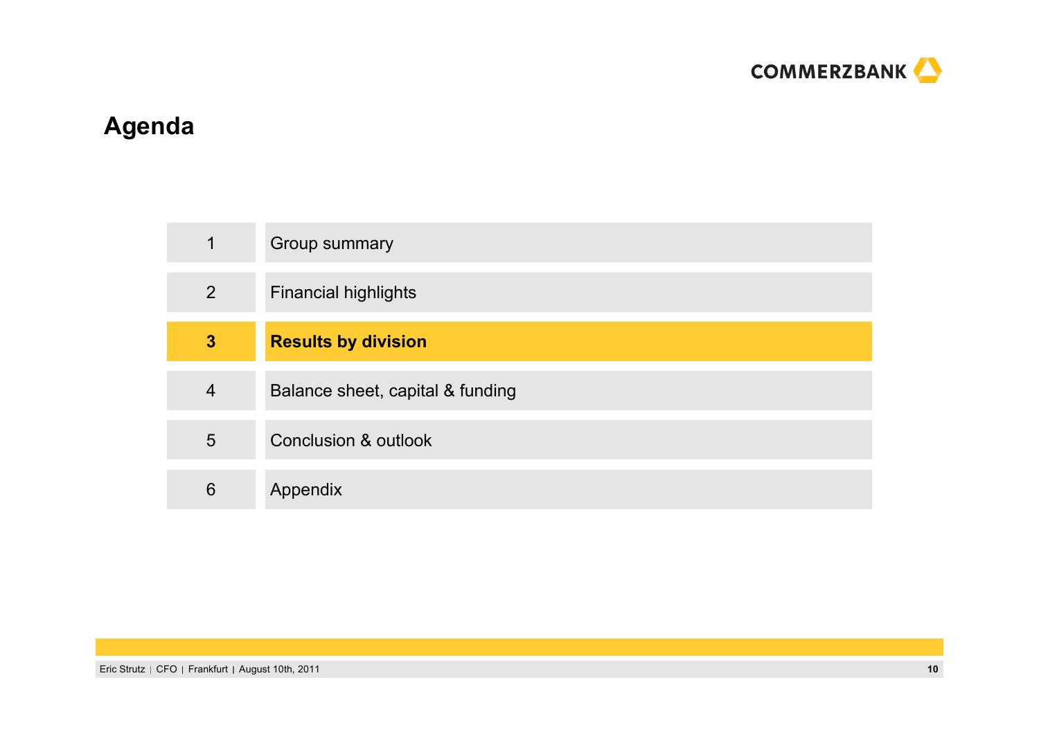# Agenda

| | |
|---|---|
| 1 | Group summary |
| 2 | Financial highlights |
| **3** | **Results by division** |
| 4 | Balance sheet, capital & funding |
| 5 | Conclusion & outlook |
| 6 | Appendix |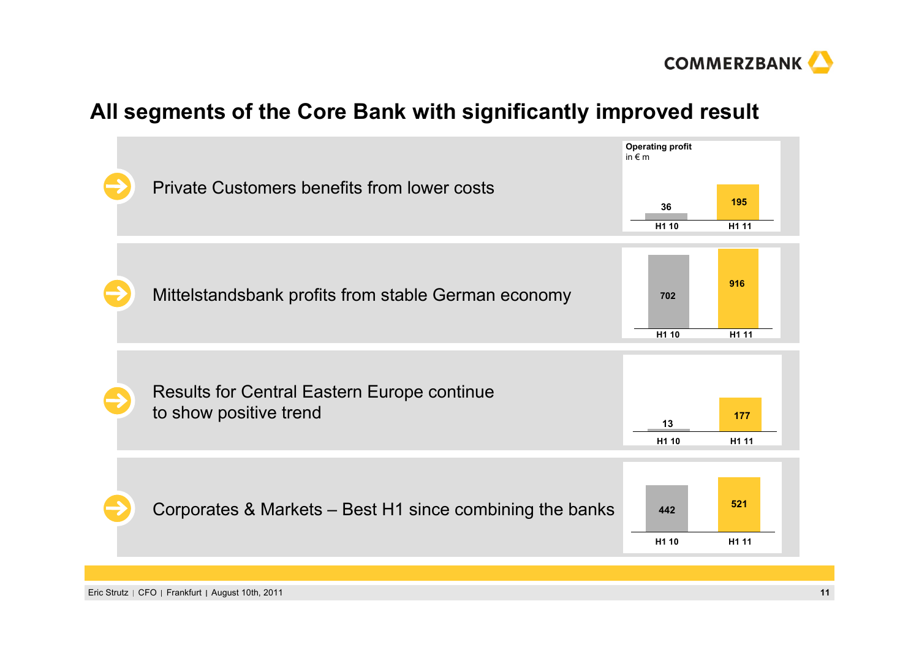# All segments of the Core Bank with significantly improved result

**Operating profit** in € m

| Segment | H1 10 | H1 11 |
|---|---|---|
| Private Customers benefits from lower costs | 36 | 195 |
| Mittelstandsbank profits from stable German economy | 702 | 916 |
| Results for Central Eastern Europe continue to show positive trend | 13 | 177 |
| Corporates & Markets – Best H1 since combining the banks | 442 | 521 |

Eric Strutz | CFO | Frankfurt | August 10th, 2011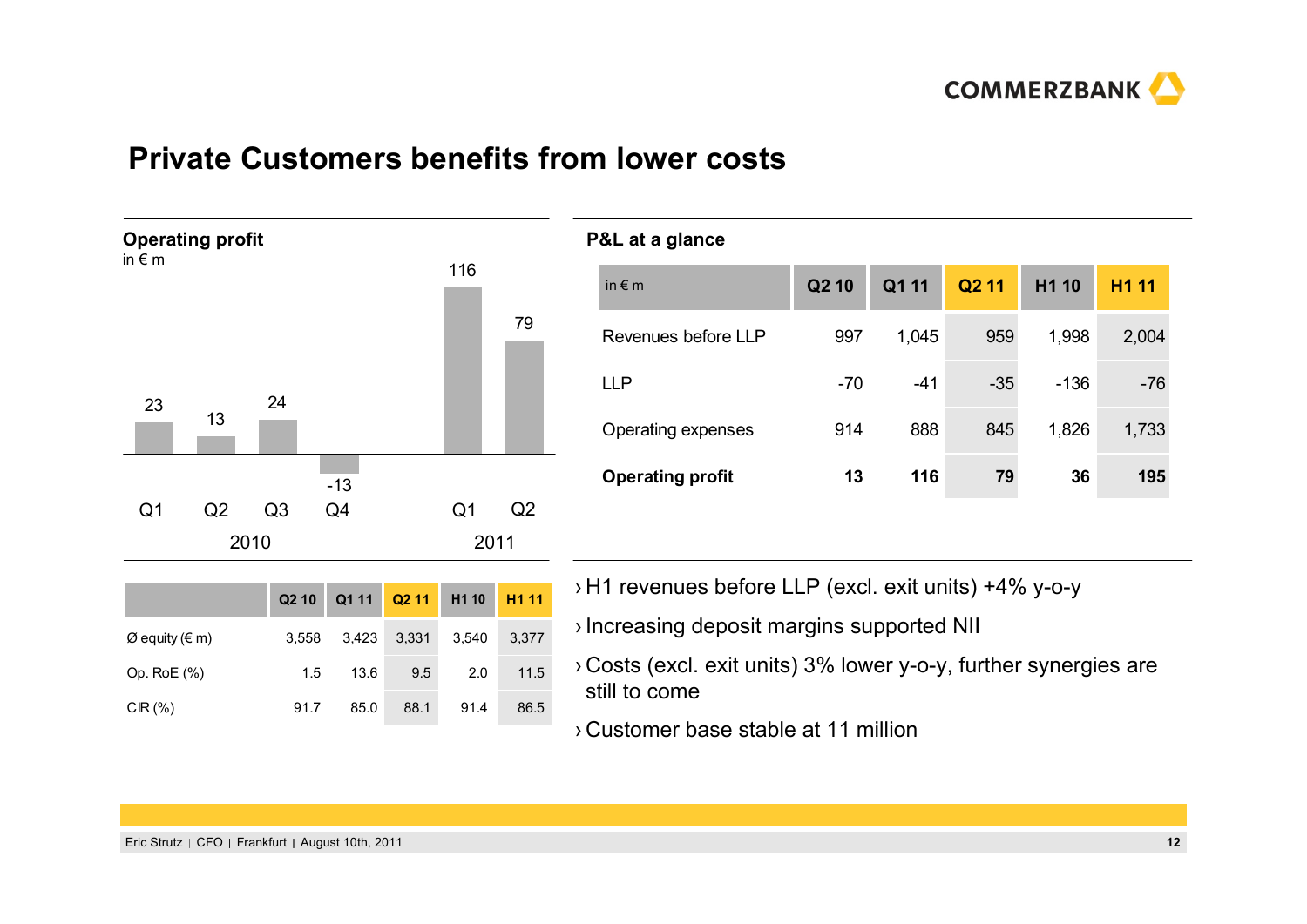# Private Customers benefits from lower costs

## Operating profit

in € m

| | Q1 2010 | Q2 2010 | Q3 2010 | Q4 2010 | Q1 2011 | Q2 2011 |
|---|---|---|---|---|---|---|
| Operating profit | 23 | 13 | 24 | -13 | 116 | 79 |

| | Q2 10 | Q1 11 | Q2 11 | H1 10 | H1 11 |
|---|---|---|---|---|---|
| Ø equity (€ m) | 3,558 | 3,423 | 3,331 | 3,540 | 3,377 |
| Op. RoE (%) | 1.5 | 13.6 | 9.5 | 2.0 | 11.5 |
| CIR (%) | 91.7 | 85.0 | 88.1 | 91.4 | 86.5 |

## P&L at a glance

| in € m | Q2 10 | Q1 11 | Q2 11 | H1 10 | H1 11 |
|---|---|---|---|---|---|
| Revenues before LLP | 997 | 1,045 | 959 | 1,998 | 2,004 |
| LLP | -70 | -41 | -35 | -136 | -76 |
| Operating expenses | 914 | 888 | 845 | 1,826 | 1,733 |
| **Operating profit** | **13** | **116** | **79** | **36** | **195** |

- H1 revenues before LLP (excl. exit units) +4% y-o-y
- Increasing deposit margins supported NII
- Costs (excl. exit units) 3% lower y-o-y, further synergies are still to come
- Customer base stable at 11 million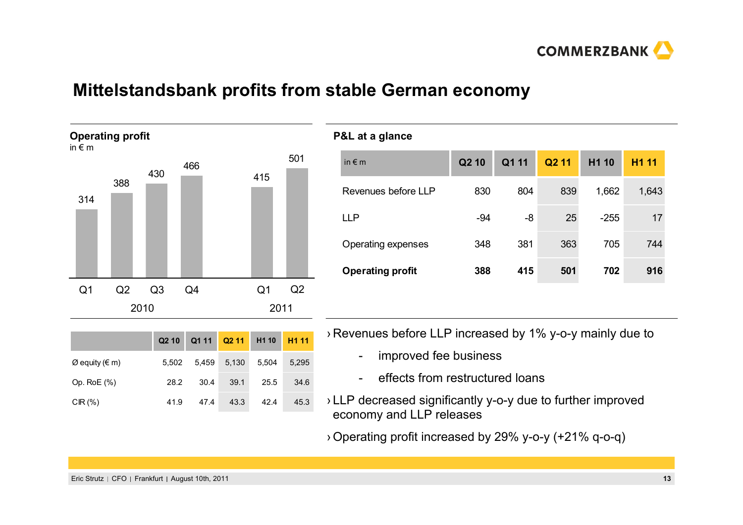# Mittelstandsbank profits from stable German economy

## Operating profit

in € m

| | Q1 2010 | Q2 2010 | Q3 2010 | Q4 2010 | Q1 2011 | Q2 2011 |
|---|---|---|---|---|---|---|
| Operating profit | 314 | 388 | 430 | 466 | 415 | 501 |

| | Q2 10 | Q1 11 | Q2 11 | H1 10 | H1 11 |
|---|---|---|---|---|---|
| Ø equity (€ m) | 5,502 | 5,459 | 5,130 | 5,504 | 5,295 |
| Op. RoE (%) | 28.2 | 30.4 | 39.1 | 25.5 | 34.6 |
| CIR (%) | 41.9 | 47.4 | 43.3 | 42.4 | 45.3 |

## P&L at a glance

| in € m | Q2 10 | Q1 11 | Q2 11 | H1 10 | H1 11 |
|---|---|---|---|---|---|
| Revenues before LLP | 830 | 804 | 839 | 1,662 | 1,643 |
| LLP | -94 | -8 | 25 | -255 | 17 |
| Operating expenses | 348 | 381 | 363 | 705 | 744 |
| **Operating profit** | **388** | **415** | **501** | **702** | **916** |

› Revenues before LLP increased by 1% y-o-y mainly due to

- improved fee business
- effects from restructured loans

› LLP decreased significantly y-o-y due to further improved economy and LLP releases

› Operating profit increased by 29% y-o-y (+21% q-o-q)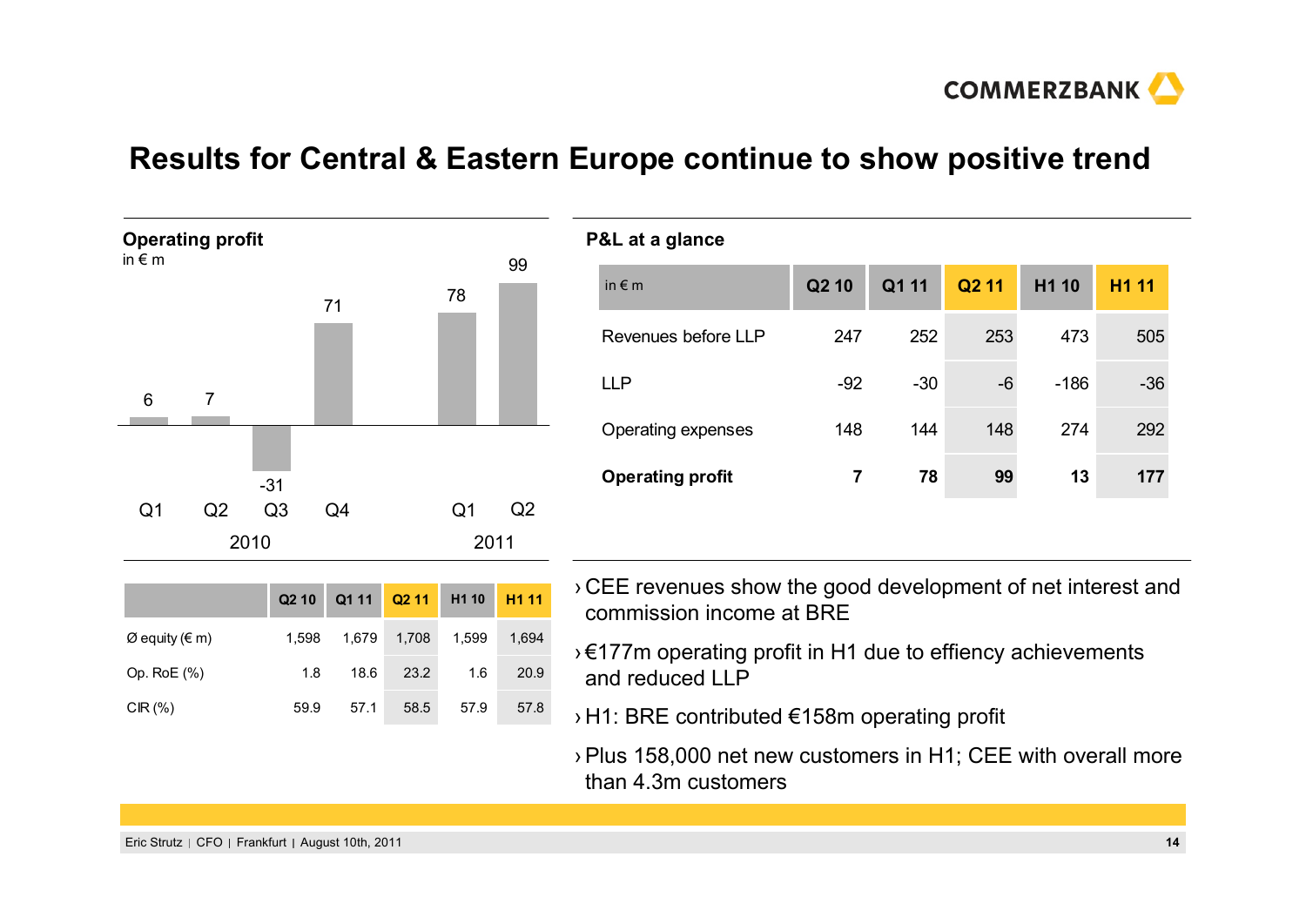# Results for Central & Eastern Europe continue to show positive trend

**Operating profit**
in € m

| | Q1 2010 | Q2 2010 | Q3 2010 | Q4 2010 | Q1 2011 | Q2 2011 |
|---|---|---|---|---|---|---|
| Operating profit | 6 | 7 | -31 | 71 | 78 | 99 |

| | Q2 10 | Q1 11 | Q2 11 | H1 10 | H1 11 |
|---|---|---|---|---|---|
| Ø equity (€ m) | 1,598 | 1,679 | 1,708 | 1,599 | 1,694 |
| Op. RoE (%) | 1.8 | 18.6 | 23.2 | 1.6 | 20.9 |
| CIR (%) | 59.9 | 57.1 | 58.5 | 57.9 | 57.8 |

**P&L at a glance**

| in € m | Q2 10 | Q1 11 | Q2 11 | H1 10 | H1 11 |
|---|---|---|---|---|---|
| Revenues before LLP | 247 | 252 | 253 | 473 | 505 |
| LLP | -92 | -30 | -6 | -186 | -36 |
| Operating expenses | 148 | 144 | 148 | 274 | 292 |
| **Operating profit** | **7** | **78** | **99** | **13** | **177** |

- CEE revenues show the good development of net interest and commission income at BRE
- €177m operating profit in H1 due to effiency achievements and reduced LLP
- H1: BRE contributed €158m operating profit
- Plus 158,000 net new customers in H1; CEE with overall more than 4.3m customers

Eric Strutz | CFO | Frankfurt | August 10th, 2011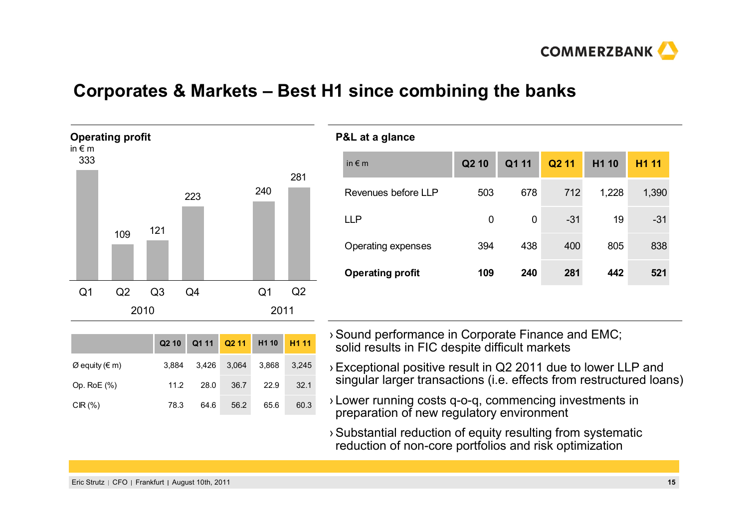# Corporates & Markets – Best H1 since combining the banks

**Operating profit**
in € m

| | 2010 Q1 | 2010 Q2 | 2010 Q3 | 2010 Q4 | 2011 Q1 | 2011 Q2 |
|---|---|---|---|---|---|---|
| Operating profit | 333 | 109 | 121 | 223 | 240 | 281 |

| | Q2 10 | Q1 11 | Q2 11 | H1 10 | H1 11 |
|---|---|---|---|---|---|
| Ø equity (€ m) | 3,884 | 3,426 | 3,064 | 3,868 | 3,245 |
| Op. RoE (%) | 11.2 | 28.0 | 36.7 | 22.9 | 32.1 |
| CIR (%) | 78.3 | 64.6 | 56.2 | 65.6 | 60.3 |

**P&L at a glance**

| in € m | Q2 10 | Q1 11 | Q2 11 | H1 10 | H1 11 |
|---|---|---|---|---|---|
| Revenues before LLP | 503 | 678 | 712 | 1,228 | 1,390 |
| LLP | 0 | 0 | -31 | 19 | -31 |
| Operating expenses | 394 | 438 | 400 | 805 | 838 |
| **Operating profit** | **109** | **240** | **281** | **442** | **521** |

- Sound performance in Corporate Finance and EMC; solid results in FIC despite difficult markets
- Exceptional positive result in Q2 2011 due to lower LLP and singular larger transactions (i.e. effects from restructured loans)
- Lower running costs q-o-q, commencing investments in preparation of new regulatory environment
- Substantial reduction of equity resulting from systematic reduction of non-core portfolios and risk optimization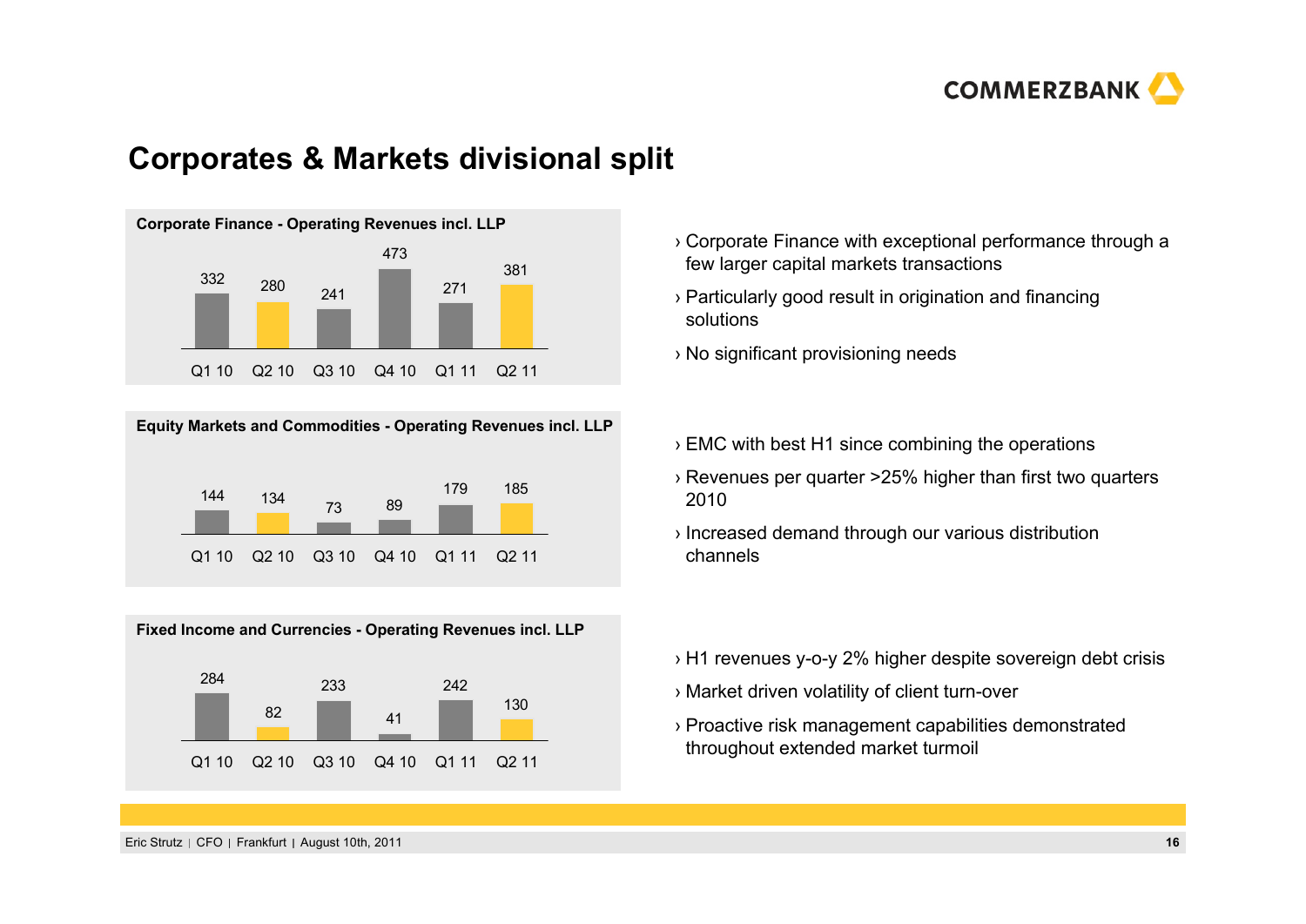# Corporates & Markets divisional split

**Corporate Finance - Operating Revenues incl. LLP**

| Q1 10 | Q2 10 | Q3 10 | Q4 10 | Q1 11 | Q2 11 |
|---|---|---|---|---|---|
| 332 | 280 | 241 | 473 | 271 | 381 |

- › Corporate Finance with exceptional performance through a few larger capital markets transactions
- › Particularly good result in origination and financing solutions
- › No significant provisioning needs

**Equity Markets and Commodities - Operating Revenues incl. LLP**

| Q1 10 | Q2 10 | Q3 10 | Q4 10 | Q1 11 | Q2 11 |
|---|---|---|---|---|---|
| 144 | 134 | 73 | 89 | 179 | 185 |

- › EMC with best H1 since combining the operations
- › Revenues per quarter >25% higher than first two quarters 2010
- › Increased demand through our various distribution channels

**Fixed Income and Currencies - Operating Revenues incl. LLP**

| Q1 10 | Q2 10 | Q3 10 | Q4 10 | Q1 11 | Q2 11 |
|---|---|---|---|---|---|
| 284 | 82 | 233 | 41 | 242 | 130 |

- › H1 revenues y-o-y 2% higher despite sovereign debt crisis
- › Market driven volatility of client turn-over
- › Proactive risk management capabilities demonstrated throughout extended market turmoil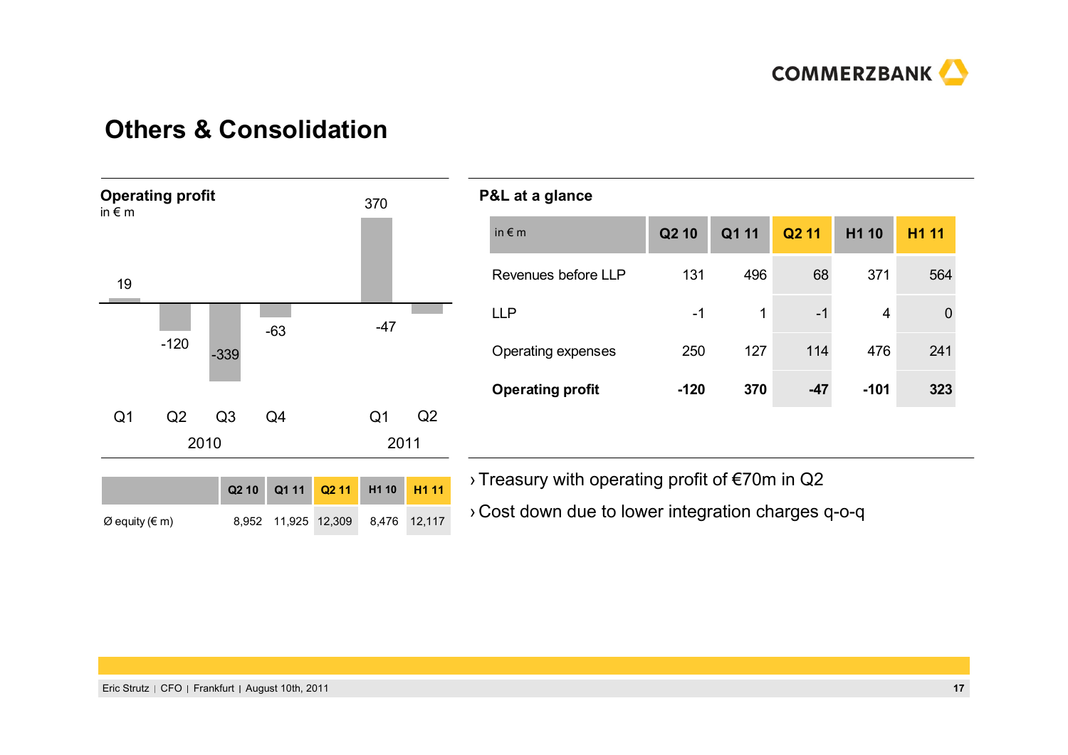## Others & Consolidation

**Operating profit**
in € m

| | Q1 2010 | Q2 2010 | Q3 2010 | Q4 2010 | Q1 2011 | Q2 2011 |
|---|---|---|---|---|---|---|
| Operating profit | 19 | -120 | -339 | -63 | 370 | -47 |

| | Q2 10 | Q1 11 | Q2 11 | H1 10 | H1 11 |
|---|---|---|---|---|---|
| Ø equity (€ m) | 8,952 | 11,925 | 12,309 | 8,476 | 12,117 |

**P&L at a glance**

| in € m | Q2 10 | Q1 11 | Q2 11 | H1 10 | H1 11 |
|---|---|---|---|---|---|
| Revenues before LLP | 131 | 496 | 68 | 371 | 564 |
| LLP | -1 | 1 | -1 | 4 | 0 |
| Operating expenses | 250 | 127 | 114 | 476 | 241 |
| **Operating profit** | **-120** | **370** | **-47** | **-101** | **323** |

- Treasury with operating profit of €70m in Q2
- Cost down due to lower integration charges q-o-q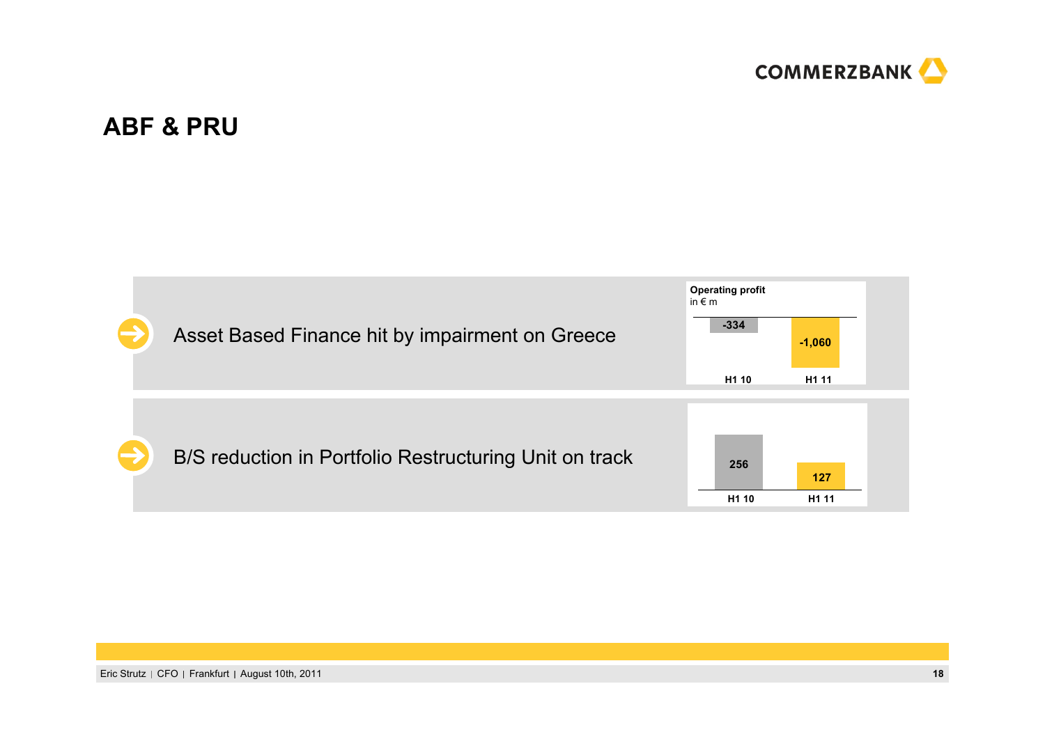# ABF & PRU

- Asset Based Finance hit by impairment on Greece

**Operating profit**
in € m

| | H1 10 | H1 11 |
|---|---|---|
| ABF | -334 | -1,060 |

- B/S reduction in Portfolio Restructuring Unit on track

| | H1 10 | H1 11 |
|---|---|---|
| PRU | 256 | 127 |

Eric Strutz | CFO | Frankfurt | August 10th, 2011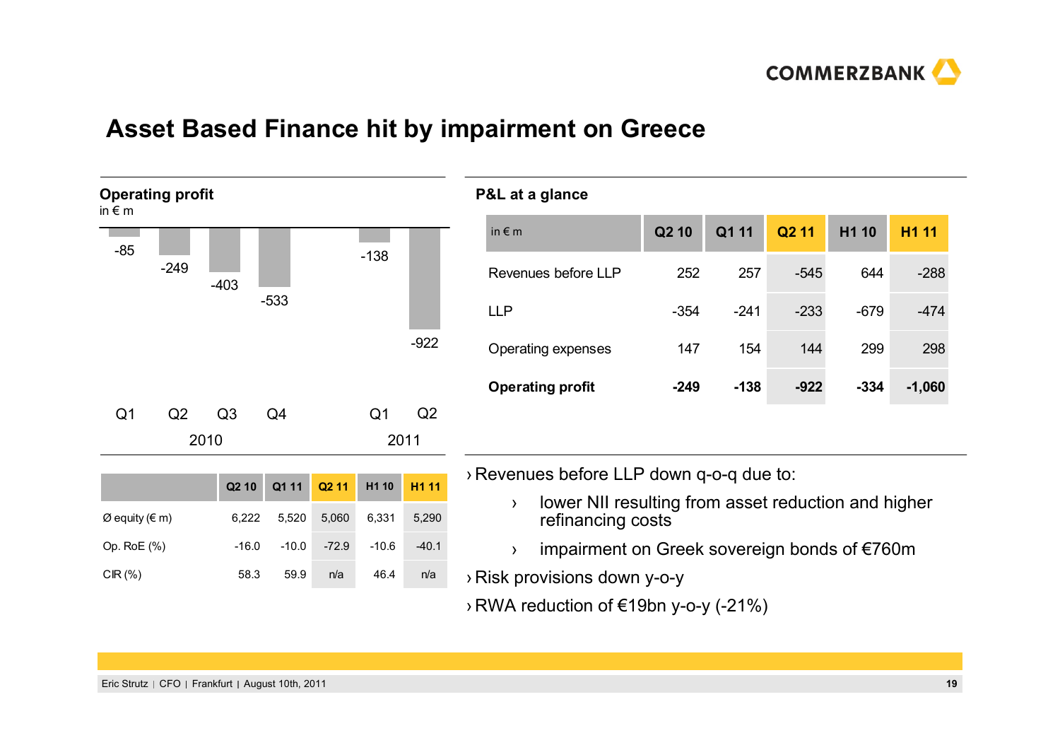# Asset Based Finance hit by impairment on Greece

**Operating profit**
in € m

| | 2010 Q1 | 2010 Q2 | 2010 Q3 | 2010 Q4 | 2011 Q1 | 2011 Q2 |
|---|---|---|---|---|---|---|
| Operating profit | -85 | -249 | -403 | -533 | -138 | -922 |

| | Q2 10 | Q1 11 | Q2 11 | H1 10 | H1 11 |
|---|---|---|---|---|---|
| Ø equity (€ m) | 6,222 | 5,520 | 5,060 | 6,331 | 5,290 |
| Op. RoE (%) | -16.0 | -10.0 | -72.9 | -10.6 | -40.1 |
| CIR (%) | 58.3 | 59.9 | n/a | 46.4 | n/a |

**P&L at a glance**

| in € m | Q2 10 | Q1 11 | Q2 11 | H1 10 | H1 11 |
|---|---|---|---|---|---|
| Revenues before LLP | 252 | 257 | -545 | 644 | -288 |
| LLP | -354 | -241 | -233 | -679 | -474 |
| Operating expenses | 147 | 154 | 144 | 299 | 298 |
| **Operating profit** | **-249** | **-138** | **-922** | **-334** | **-1,060** |

- Revenues before LLP down q-o-q due to:
  - lower NII resulting from asset reduction and higher refinancing costs
  - impairment on Greek sovereign bonds of €760m
- Risk provisions down y-o-y
- RWA reduction of €19bn y-o-y (-21%)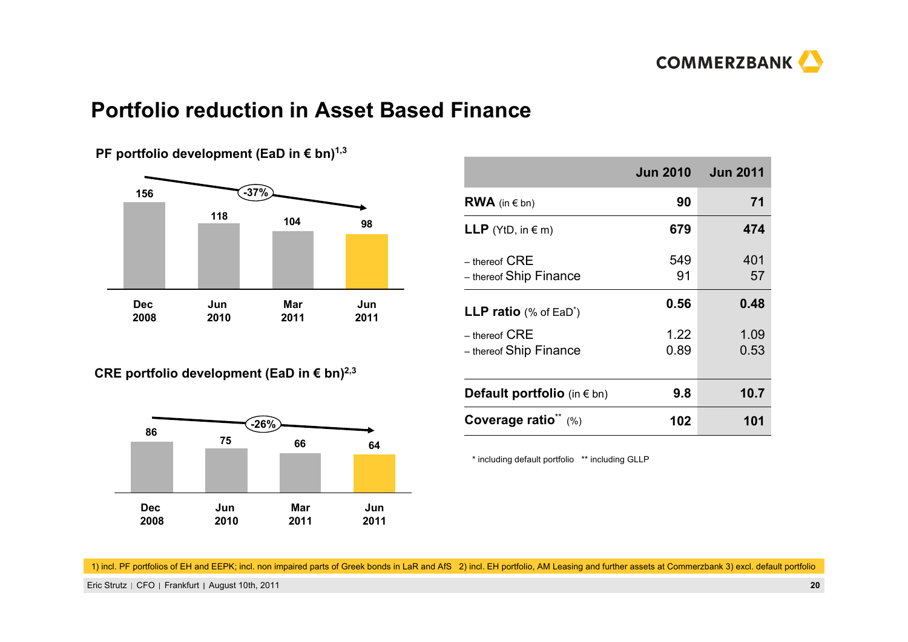# Portfolio reduction in Asset Based Finance

**PF portfolio development (EaD in € bn)[1,3]**

| Dec 2008 | Jun 2010 | Mar 2011 | Jun 2011 |
|---|---|---|---|
| 156 | 118 | 104 | 98 |

-37%

**CRE portfolio development (EaD in € bn)[2,3]**

| Dec 2008 | Jun 2010 | Mar 2011 | Jun 2011 |
|---|---|---|---|
| 86 | 75 | 66 | 64 |

-26%

| | Jun 2010 | Jun 2011 |
|---|---|---|
| **RWA** (in € bn) | **90** | **71** |
| **LLP** (YtD, in € m) | **679** | **474** |
| – thereof CRE | 549 | 401 |
| – thereof Ship Finance | 91 | 57 |
| **LLP ratio** (% of EaD*) | **0.56** | **0.48** |
| – thereof CRE | 1.22 | 1.09 |
| – thereof Ship Finance | 0.89 | 0.53 |
| **Default portfolio** (in € bn) | **9.8** | **10.7** |
| **Coverage ratio**** (%) | **102** | **101** |

\* including default portfolio ** including GLLP

1) incl. PF portfolios of EH and EEPK; incl. non impaired parts of Greek bonds in LaR and AfS 2) incl. EH portfolio, AM Leasing and further assets at Commerzbank 3) excl. default portfolio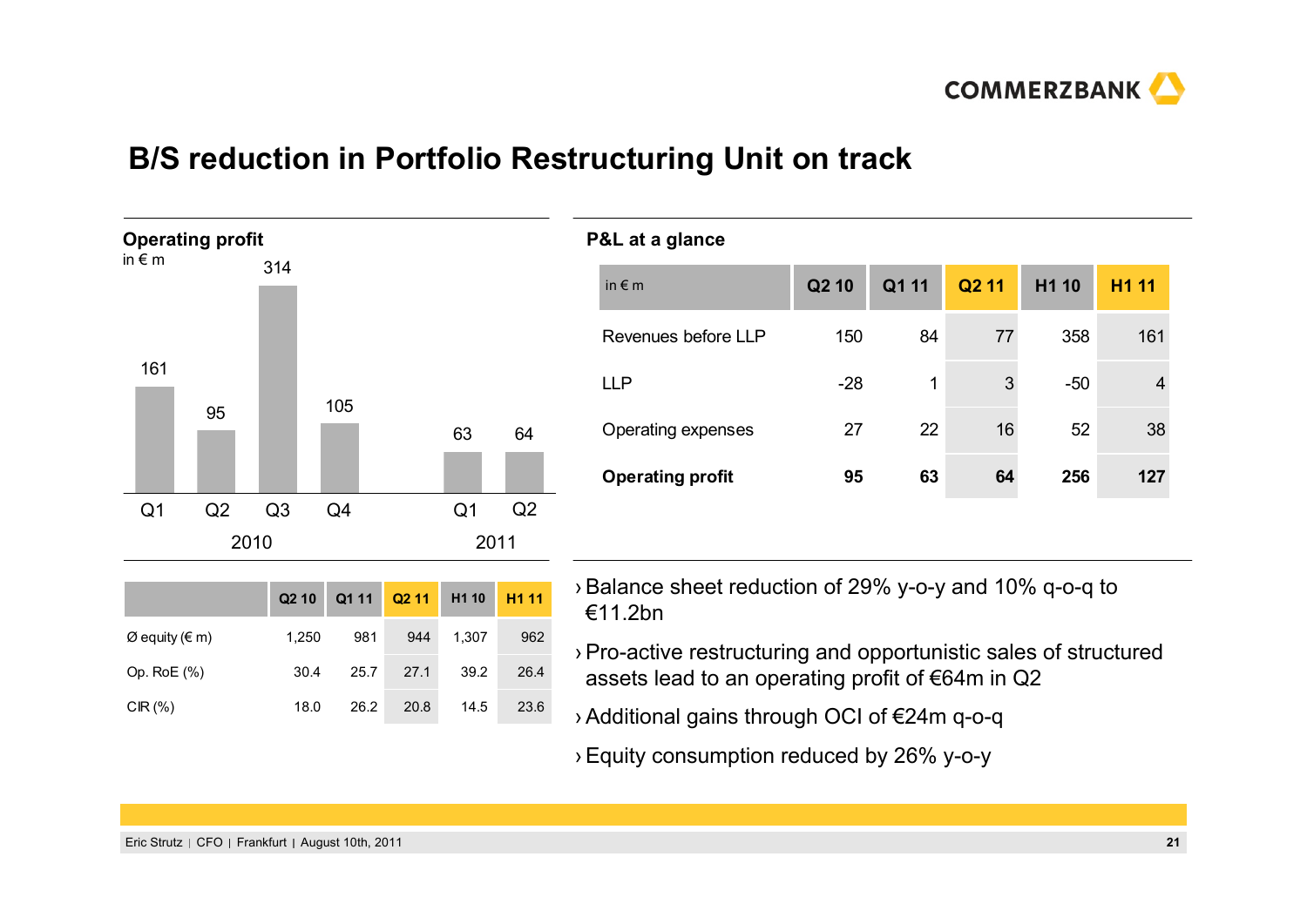# B/S reduction in Portfolio Restructuring Unit on track

## Operating profit

in € m

| | Q1 2010 | Q2 2010 | Q3 2010 | Q4 2010 | Q1 2011 | Q2 2011 |
|---|---|---|---|---|---|---|
| Operating profit | 161 | 95 | 314 | 105 | 63 | 64 |

| | Q2 10 | Q1 11 | Q2 11 | H1 10 | H1 11 |
|---|---|---|---|---|---|
| Ø equity (€ m) | 1,250 | 981 | 944 | 1,307 | 962 |
| Op. RoE (%) | 30.4 | 25.7 | 27.1 | 39.2 | 26.4 |
| CIR (%) | 18.0 | 26.2 | 20.8 | 14.5 | 23.6 |

## P&L at a glance

| in € m | Q2 10 | Q1 11 | Q2 11 | H1 10 | H1 11 |
|---|---|---|---|---|---|
| Revenues before LLP | 150 | 84 | 77 | 358 | 161 |
| LLP | -28 | 1 | 3 | -50 | 4 |
| Operating expenses | 27 | 22 | 16 | 52 | 38 |
| **Operating profit** | **95** | **63** | **64** | **256** | **127** |

- Balance sheet reduction of 29% y-o-y and 10% q-o-q to €11.2bn
- Pro-active restructuring and opportunistic sales of structured assets lead to an operating profit of €64m in Q2
- Additional gains through OCI of €24m q-o-q
- Equity consumption reduced by 26% y-o-y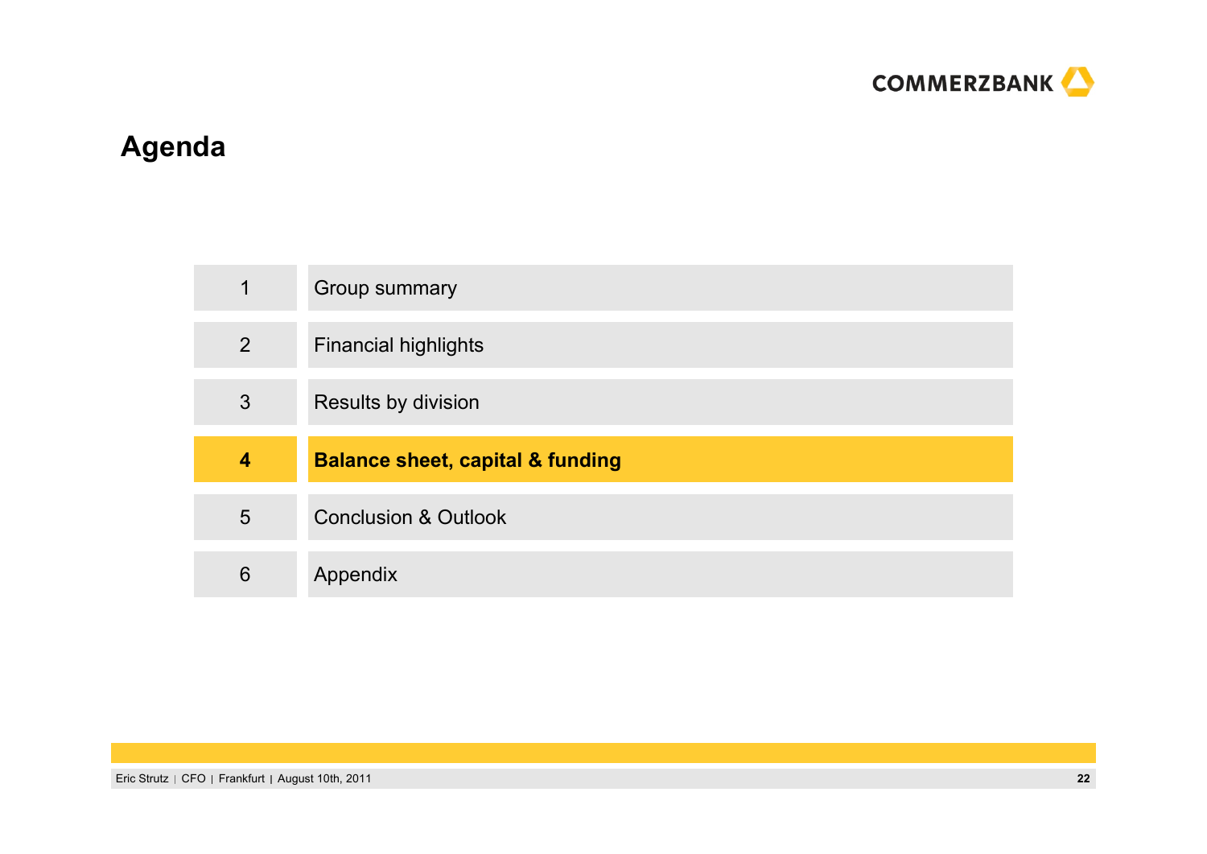# Agenda

| | |
|---|---|
| 1 | Group summary |
| 2 | Financial highlights |
| 3 | Results by division |
| **4** | **Balance sheet, capital & funding** |
| 5 | Conclusion & Outlook |
| 6 | Appendix |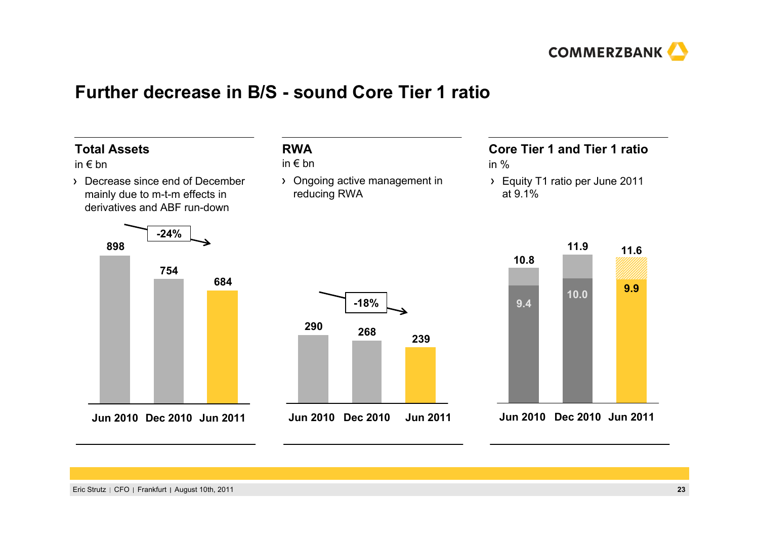# Further decrease in B/S - sound Core Tier 1 ratio

## Total Assets

in € bn

- Decrease since end of December mainly due to m-t-m effects in derivatives and ABF run-down

| | Jun 2010 | Dec 2010 | Jun 2011 |
|---|---|---|---|
| Total Assets | 898 | 754 | 684 |

-24%

## RWA

in € bn

- Ongoing active management in reducing RWA

| | Jun 2010 | Dec 2010 | Jun 2011 |
|---|---|---|---|
| RWA | 290 | 268 | 239 |

-18%

## Core Tier 1 and Tier 1 ratio

in %

- Equity T1 ratio per June 2011 at 9.1%

| | Jun 2010 | Dec 2010 | Jun 2011 |
|---|---|---|---|
| Tier 1 ratio | 10.8 | 11.9 | 11.6 |
| Core Tier 1 ratio | 9.4 | 10.0 | 9.9 |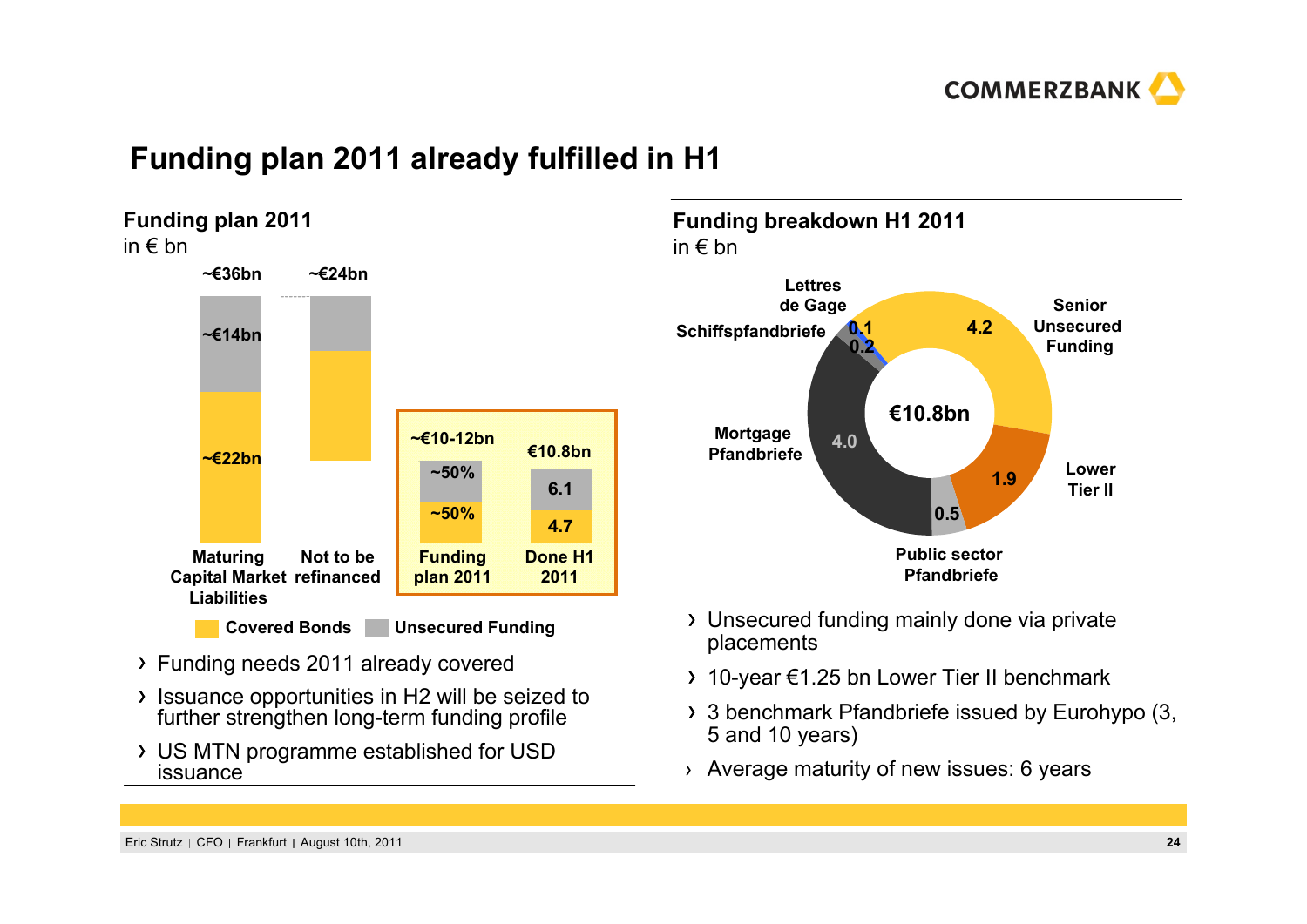# Funding plan 2011 already fulfilled in H1

## Funding plan 2011

in € bn

| | Maturing Capital Market Liabilities | Not to be refinanced | Funding plan 2011 | Done H1 2011 |
|---|---|---|---|---|
| Total | ~€36bn | ~€24bn | ~€10-12bn | €10.8bn |
| Unsecured Funding | ~€14bn | | ~50% | 6.1 |
| Covered Bonds | ~€22bn | | ~50% | 4.7 |

Covered Bonds | Unsecured Funding

- Funding needs 2011 already covered
- Issuance opportunities in H2 will be seized to further strengthen long-term funding profile
- US MTN programme established for USD issuance

## Funding breakdown H1 2011

in € bn

| Category | € bn |
|---|---|
| Senior Unsecured Funding | 4.2 |
| Lower Tier II | 1.9 |
| Public sector Pfandbriefe | 0.5 |
| Mortgage Pfandbriefe | 4.0 |
| Schiffspfandbriefe | 0.2 |
| Lettres de Gage | 0.1 |
| **Total** | **€10.8bn** |

- Unsecured funding mainly done via private placements
- 10-year €1.25 bn Lower Tier II benchmark
- 3 benchmark Pfandbriefe issued by Eurohypo (3, 5 and 10 years)
- Average maturity of new issues: 6 years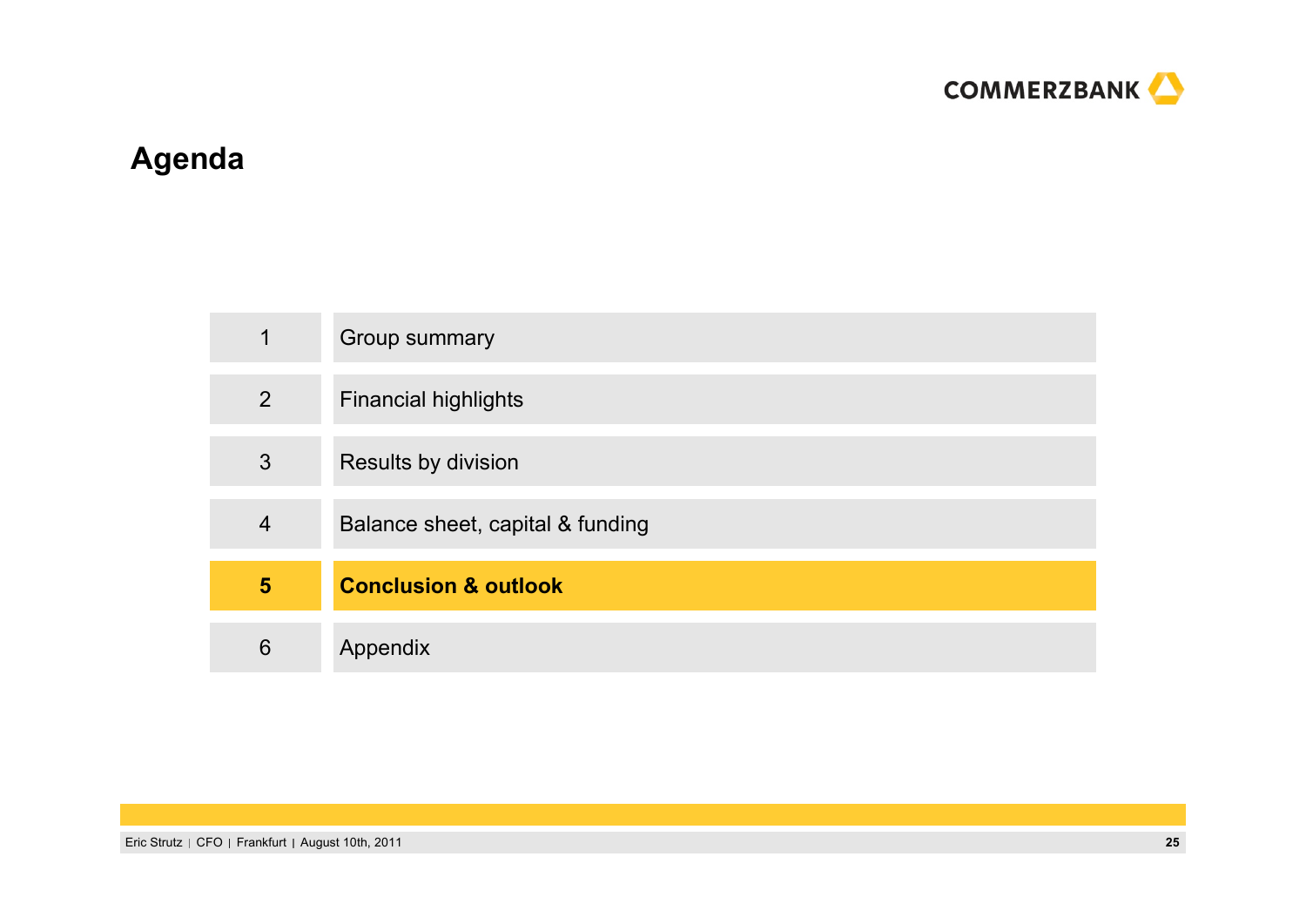# Agenda

| | |
|---|---|
| 1 | Group summary |
| 2 | Financial highlights |
| 3 | Results by division |
| 4 | Balance sheet, capital & funding |
| **5** | **Conclusion & outlook** |
| 6 | Appendix |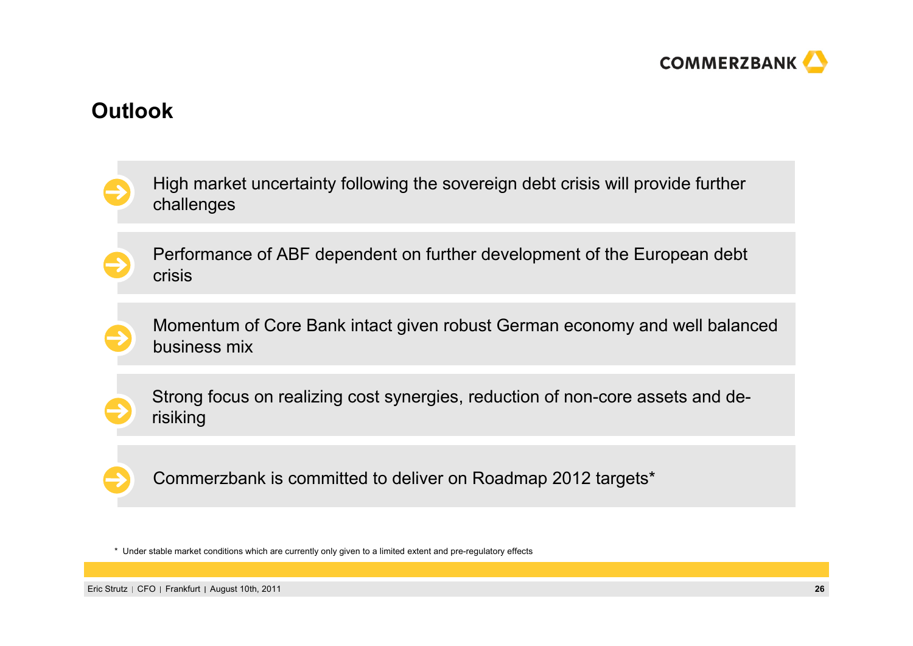# Outlook

- High market uncertainty following the sovereign debt crisis will provide further challenges
- Performance of ABF dependent on further development of the European debt crisis
- Momentum of Core Bank intact given robust German economy and well balanced business mix
- Strong focus on realizing cost synergies, reduction of non-core assets and de-risiking
- Commerzbank is committed to deliver on Roadmap 2012 targets*

\* Under stable market conditions which are currently only given to a limited extent and pre-regulatory effects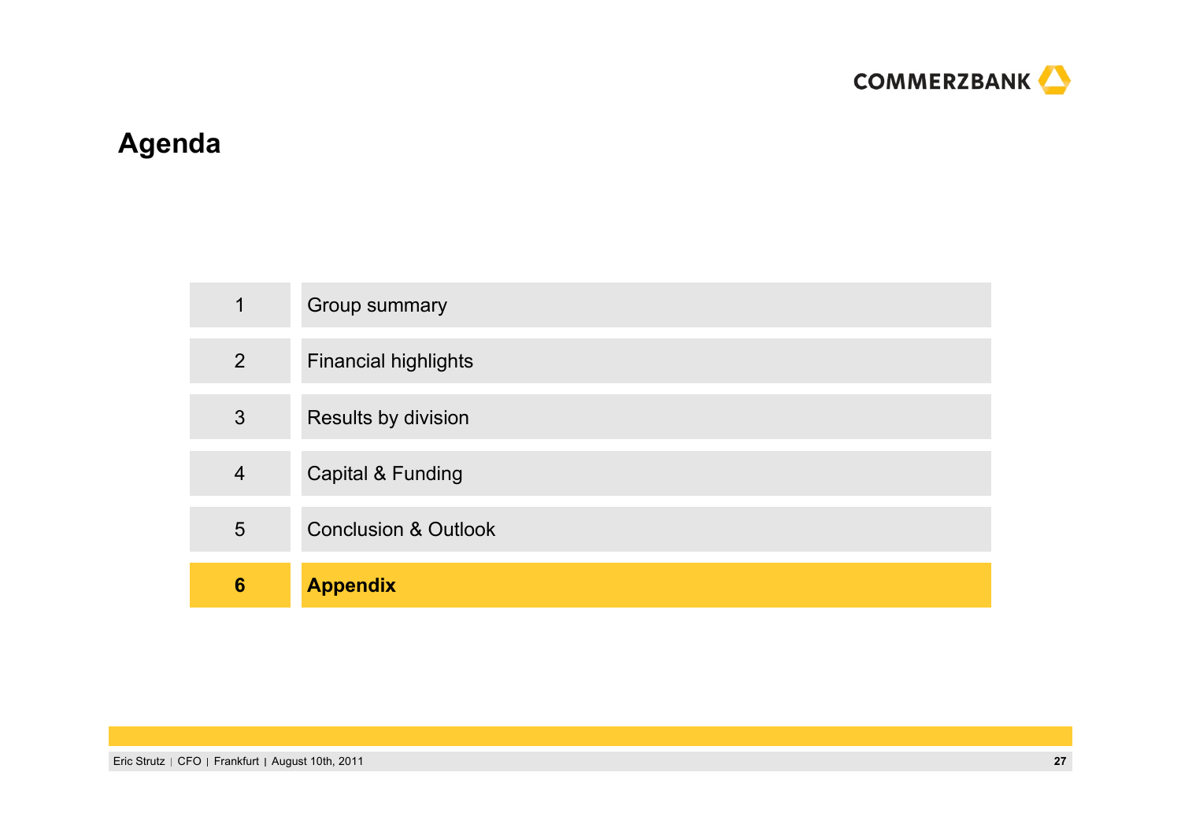# Agenda

| | |
|---|---|
| 1 | Group summary |
| 2 | Financial highlights |
| 3 | Results by division |
| 4 | Capital & Funding |
| 5 | Conclusion & Outlook |
| **6** | **Appendix** |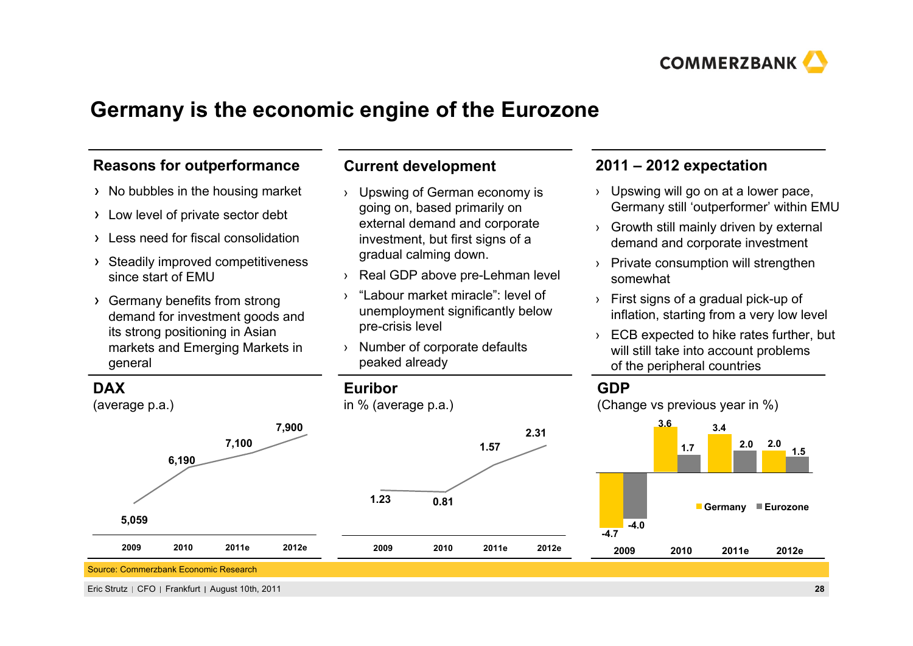# Germany is the economic engine of the Eurozone

## Reasons for outperformance

- No bubbles in the housing market
- Low level of private sector debt
- Less need for fiscal consolidation
- Steadily improved competitiveness since start of EMU
- Germany benefits from strong demand for investment goods and its strong positioning in Asian markets and Emerging Markets in general

## Current development

- Upswing of German economy is going on, based primarily on external demand and corporate investment, but first signs of a gradual calming down.
- Real GDP above pre-Lehman level
- "Labour market miracle": level of unemployment significantly below pre-crisis level
- Number of corporate defaults peaked already

## 2011 – 2012 expectation

- Upswing will go on at a lower pace, Germany still 'outperformer' within EMU
- Growth still mainly driven by external demand and corporate investment
- Private consumption will strengthen somewhat
- First signs of a gradual pick-up of inflation, starting from a very low level
- ECB expected to hike rates further, but will still take into account problems of the peripheral countries

## DAX

(average p.a.)

| 2009 | 2010 | 2011e | 2012e |
|---|---|---|---|
| 5,059 | 6,190 | 7,100 | 7,900 |

## Euribor

in % (average p.a.)

| 2009 | 2010 | 2011e | 2012e |
|---|---|---|---|
| 1.23 | 0.81 | 1.57 | 2.31 |

## GDP

(Change vs previous year in %)

| | 2009 | 2010 | 2011e | 2012e |
|---|---|---|---|---|
| Germany | -4.7 | 3.6 | 3.4 | 2.0 |
| Eurozone | -4.0 | 1.7 | 2.0 | 1.5 |

Source: Commerzbank Economic Research

Eric Strutz | CFO | Frankfurt | August 10th, 2011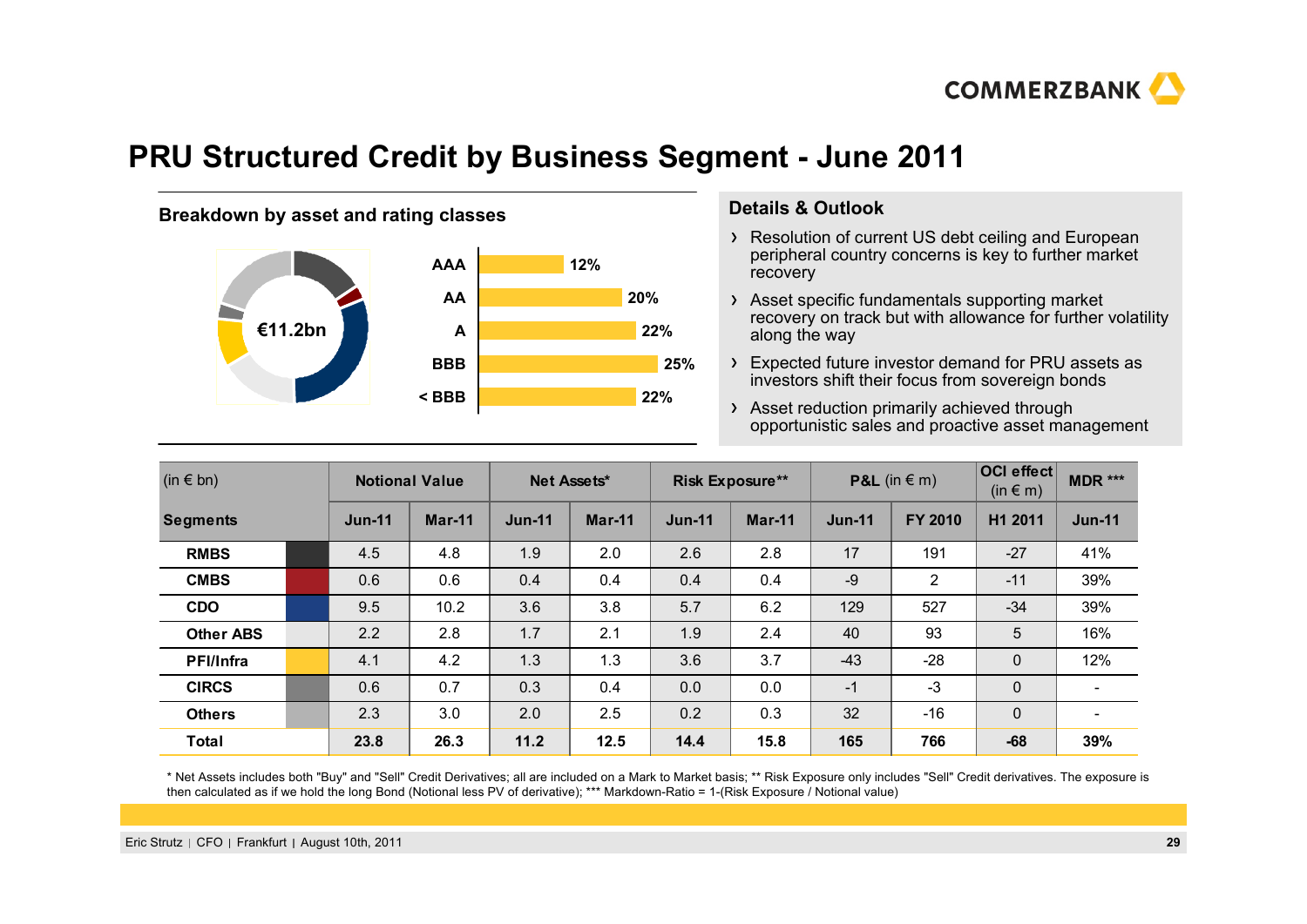# PRU Structured Credit by Business Segment - June 2011

### Breakdown by asset and rating classes

€11.2bn

| Rating | Share |
|---|---|
| AAA | 12% |
| AA | 20% |
| A | 22% |
| BBB | 25% |
| < BBB | 22% |

### Details & Outlook

- Resolution of current US debt ceiling and European peripheral country concerns is key to further market recovery
- Asset specific fundamentals supporting market recovery on track but with allowance for further volatility along the way
- Expected future investor demand for PRU assets as investors shift their focus from sovereign bonds
- Asset reduction primarily achieved through opportunistic sales and proactive asset management

| (in € bn) | Notional Value | | Net Assets* | | Risk Exposure** | | P&L (in € m) | | OCI effect (in € m) | MDR *** |
|---|---|---|---|---|---|---|---|---|---|---|
| **Segments** | **Jun-11** | **Mar-11** | **Jun-11** | **Mar-11** | **Jun-11** | **Mar-11** | **Jun-11** | **FY 2010** | **H1 2011** | **Jun-11** |
| **RMBS** | 4.5 | 4.8 | 1.9 | 2.0 | 2.6 | 2.8 | 17 | 191 | -27 | 41% |
| **CMBS** | 0.6 | 0.6 | 0.4 | 0.4 | 0.4 | 0.4 | -9 | 2 | -11 | 39% |
| **CDO** | 9.5 | 10.2 | 3.6 | 3.8 | 5.7 | 6.2 | 129 | 527 | -34 | 39% |
| **Other ABS** | 2.2 | 2.8 | 1.7 | 2.1 | 1.9 | 2.4 | 40 | 93 | 5 | 16% |
| **PFI/Infra** | 4.1 | 4.2 | 1.3 | 1.3 | 3.6 | 3.7 | -43 | -28 | 0 | 12% |
| **CIRCS** | 0.6 | 0.7 | 0.3 | 0.4 | 0.0 | 0.0 | -1 | -3 | 0 | - |
| **Others** | 2.3 | 3.0 | 2.0 | 2.5 | 0.2 | 0.3 | 32 | -16 | 0 | - |
| **Total** | **23.8** | **26.3** | **11.2** | **12.5** | **14.4** | **15.8** | **165** | **766** | **-68** | **39%** |

* Net Assets includes both "Buy" and "Sell" Credit Derivatives; all are included on a Mark to Market basis; ** Risk Exposure only includes "Sell" Credit derivatives. The exposure is then calculated as if we hold the long Bond (Notional less PV of derivative); *** Markdown-Ratio = 1-(Risk Exposure / Notional value)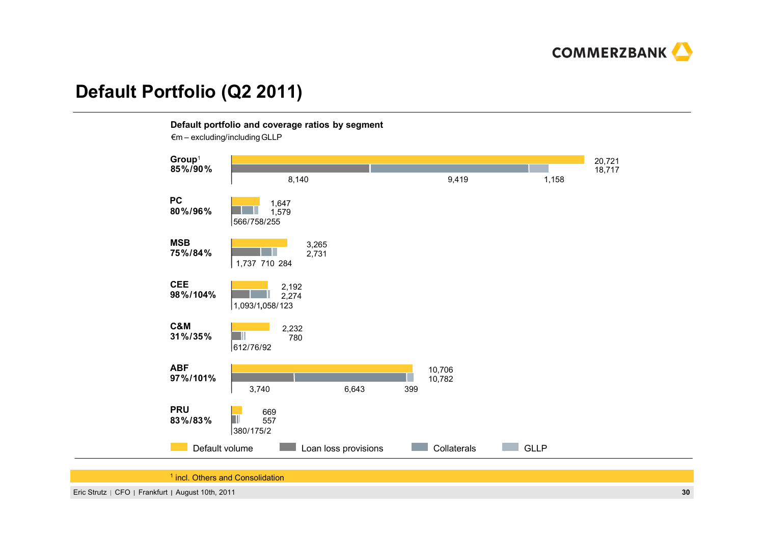# Default Portfolio (Q2 2011)

**Default portfolio and coverage ratios by segment**

€m – excluding/including GLLP

| Segment | Coverage ratio (excl./incl. GLLP) | Default volume | Loan loss provisions + Collaterals + GLLP | Loan loss provisions | Collaterals | GLLP |
|---|---|---|---|---|---|---|
| Group[1] | 85%/90% | 20,721 | 18,717 | 8,140 | 9,419 | 1,158 |
| PC | 80%/96% | 1,647 | 1,579 | 566 | 758 | 255 |
| MSB | 75%/84% | 3,265 | 2,731 | 1,737 | 710 | 284 |
| CEE | 98%/104% | 2,192 | 2,274 | 1,093 | 1,058 | 123 |
| C&M | 31%/35% | 2,232 | 780 | 612 | 76 | 92 |
| ABF | 97%/101% | 10,706 | 10,782 | 3,740 | 6,643 | 399 |
| PRU | 83%/83% | 669 | 557 | 380 | 175 | 2 |

Legend: Default volume, Loan loss provisions, Collaterals, GLLP

[1] incl. Others and Consolidation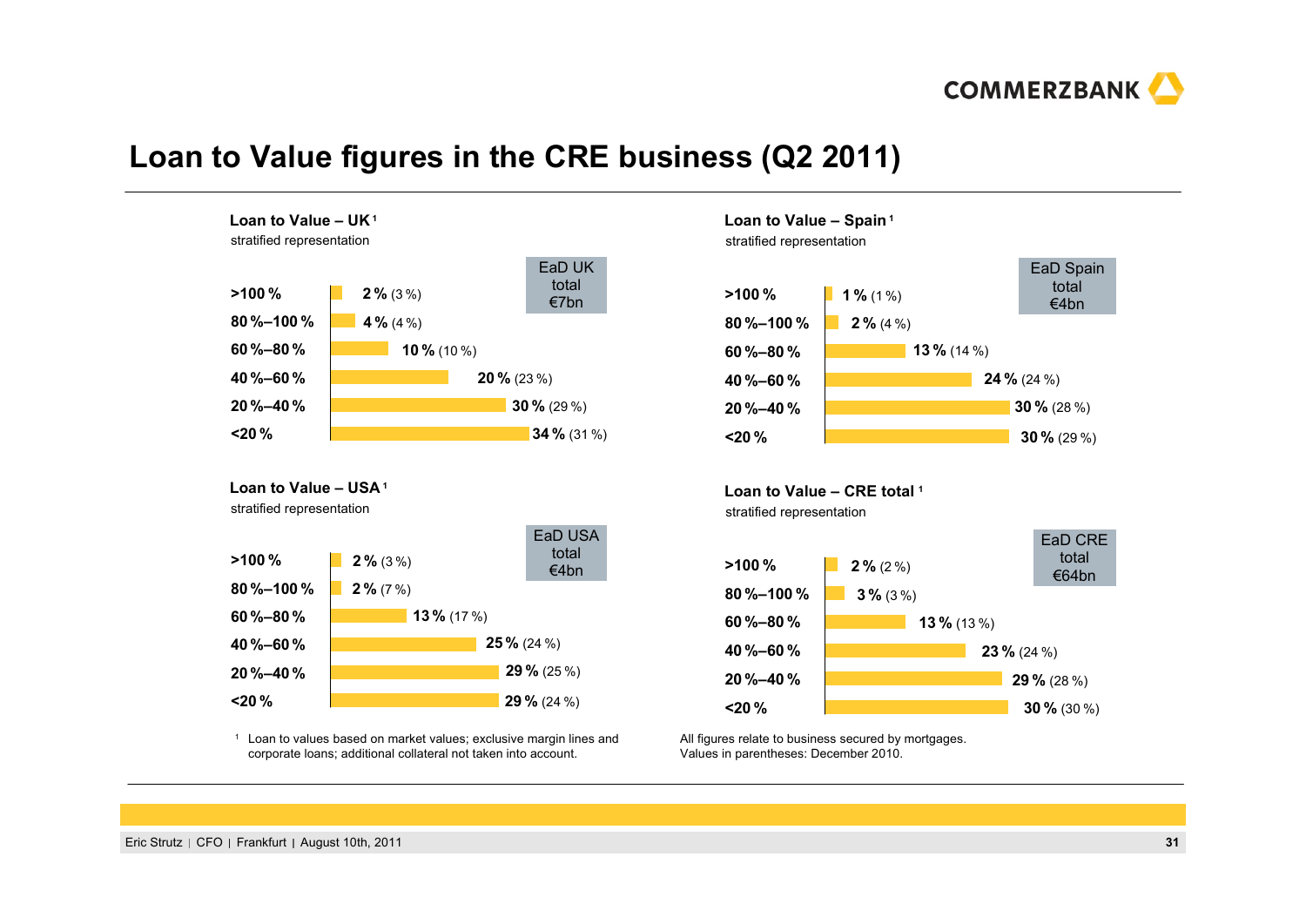# Loan to Value figures in the CRE business (Q2 2011)

## Loan to Value – UK[1]

stratified representation

EaD UK total €7bn

| LtV | Share |
|---|---|
| >100 % | **2 %** (3 %) |
| 80 %–100 % | **4 %** (4 %) |
| 60 %–80 % | **10 %** (10 %) |
| 40 %–60 % | **20 %** (23 %) |
| 20 %–40 % | **30 %** (29 %) |
| <20 % | **34 %** (31 %) |

## Loan to Value – Spain[1]

stratified representation

EaD Spain total €4bn

| LtV | Share |
|---|---|
| >100 % | **1 %** (1 %) |
| 80 %–100 % | **2 %** (4 %) |
| 60 %–80 % | **13 %** (14 %) |
| 40 %–60 % | **24 %** (24 %) |
| 20 %–40 % | **30 %** (28 %) |
| <20 % | **30 %** (29 %) |

## Loan to Value – USA[1]

stratified representation

EaD USA total €4bn

| LtV | Share |
|---|---|
| >100 % | **2 %** (3 %) |
| 80 %–100 % | **2 %** (7 %) |
| 60 %–80 % | **13 %** (17 %) |
| 40 %–60 % | **25 %** (24 %) |
| 20 %–40 % | **29 %** (25 %) |
| <20 % | **29 %** (24 %) |

## Loan to Value – CRE total[1]

stratified representation

EaD CRE total €64bn

| LtV | Share |
|---|---|
| >100 % | **2 %** (2 %) |
| 80 %–100 % | **3 %** (3 %) |
| 60 %–80 % | **13 %** (13 %) |
| 40 %–60 % | **23 %** (24 %) |
| 20 %–40 % | **29 %** (28 %) |
| <20 % | **30 %** (30 %) |

[1] Loan to values based on market values; exclusive margin lines and corporate loans; additional collateral not taken into account.

All figures relate to business secured by mortgages.
Values in parentheses: December 2010.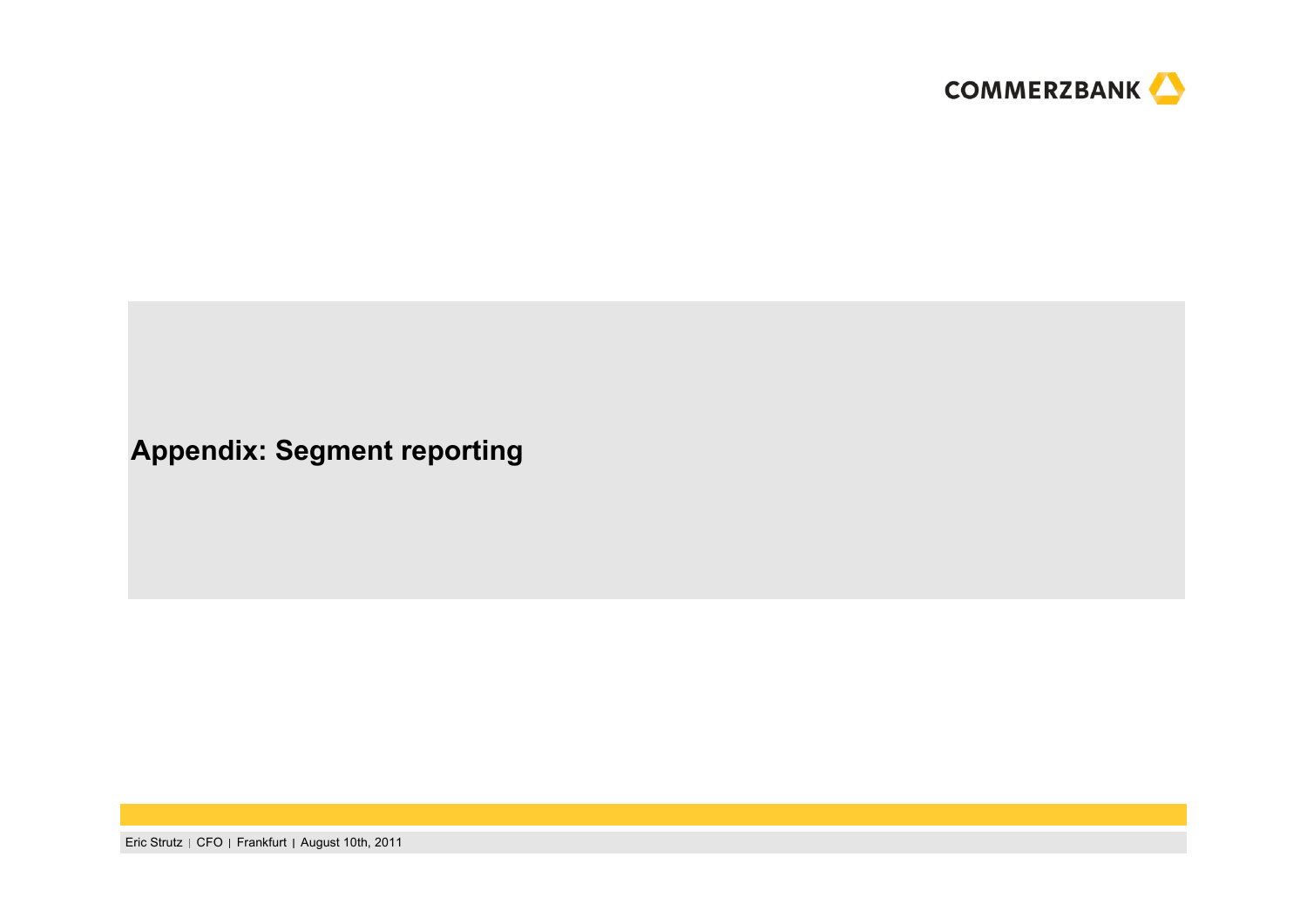# Appendix: Segment reporting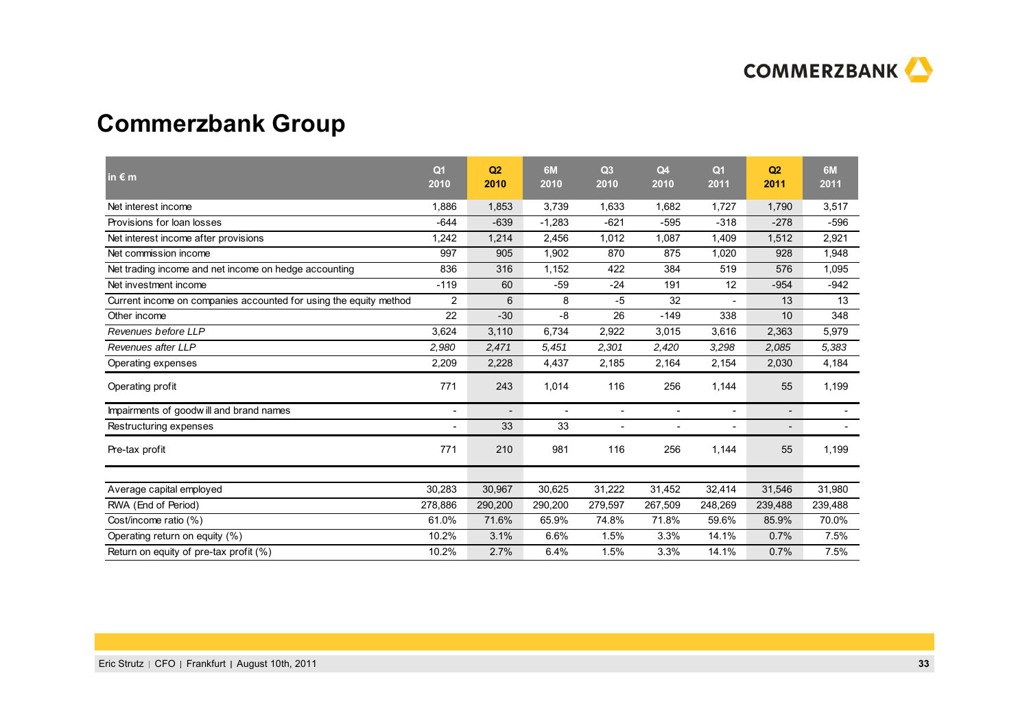# Commerzbank Group

| in € m | Q1 2010 | Q2 2010 | 6M 2010 | Q3 2010 | Q4 2010 | Q1 2011 | Q2 2011 | 6M 2011 |
|---|---|---|---|---|---|---|---|---|
| Net interest income | 1,886 | 1,853 | 3,739 | 1,633 | 1,682 | 1,727 | 1,790 | 3,517 |
| Provisions for loan losses | -644 | -639 | -1,283 | -621 | -595 | -318 | -278 | -596 |
| Net interest income after provisions | 1,242 | 1,214 | 2,456 | 1,012 | 1,087 | 1,409 | 1,512 | 2,921 |
| Net commission income | 997 | 905 | 1,902 | 870 | 875 | 1,020 | 928 | 1,948 |
| Net trading income and net income on hedge accounting | 836 | 316 | 1,152 | 422 | 384 | 519 | 576 | 1,095 |
| Net investment income | -119 | 60 | -59 | -24 | 191 | 12 | -954 | -942 |
| Current income on companies accounted for using the equity method | 2 | 6 | 8 | -5 | 32 | - | 13 | 13 |
| Other income | 22 | -30 | -8 | 26 | -149 | 338 | 10 | 348 |
| *Revenues before LLP* | 3,624 | 3,110 | 6,734 | 2,922 | 3,015 | 3,616 | 2,363 | 5,979 |
| *Revenues after LLP* | *2,980* | *2,471* | *5,451* | *2,301* | *2,420* | *3,298* | *2,085* | *5,383* |
| Operating expenses | 2,209 | 2,228 | 4,437 | 2,185 | 2,164 | 2,154 | 2,030 | 4,184 |
| Operating profit | 771 | 243 | 1,014 | 116 | 256 | 1,144 | 55 | 1,199 |
| Impairments of goodwill and brand names | - | - | - | - | - | - | - | - |
| Restructuring expenses | - | 33 | 33 | - | - | - | - | - |
| Pre-tax profit | 771 | 210 | 981 | 116 | 256 | 1,144 | 55 | 1,199 |
| | | | | | | | | |
| Average capital employed | 30,283 | 30,967 | 30,625 | 31,222 | 31,452 | 32,414 | 31,546 | 31,980 |
| RWA (End of Period) | 278,886 | 290,200 | 290,200 | 279,597 | 267,509 | 248,269 | 239,488 | 239,488 |
| Cost/income ratio (%) | 61.0% | 71.6% | 65.9% | 74.8% | 71.8% | 59.6% | 85.9% | 70.0% |
| Operating return on equity (%) | 10.2% | 3.1% | 6.6% | 1.5% | 3.3% | 14.1% | 0.7% | 7.5% |
| Return on equity of pre-tax profit (%) | 10.2% | 2.7% | 6.4% | 1.5% | 3.3% | 14.1% | 0.7% | 7.5% |

Eric Strutz | CFO | Frankfurt | August 10th, 2011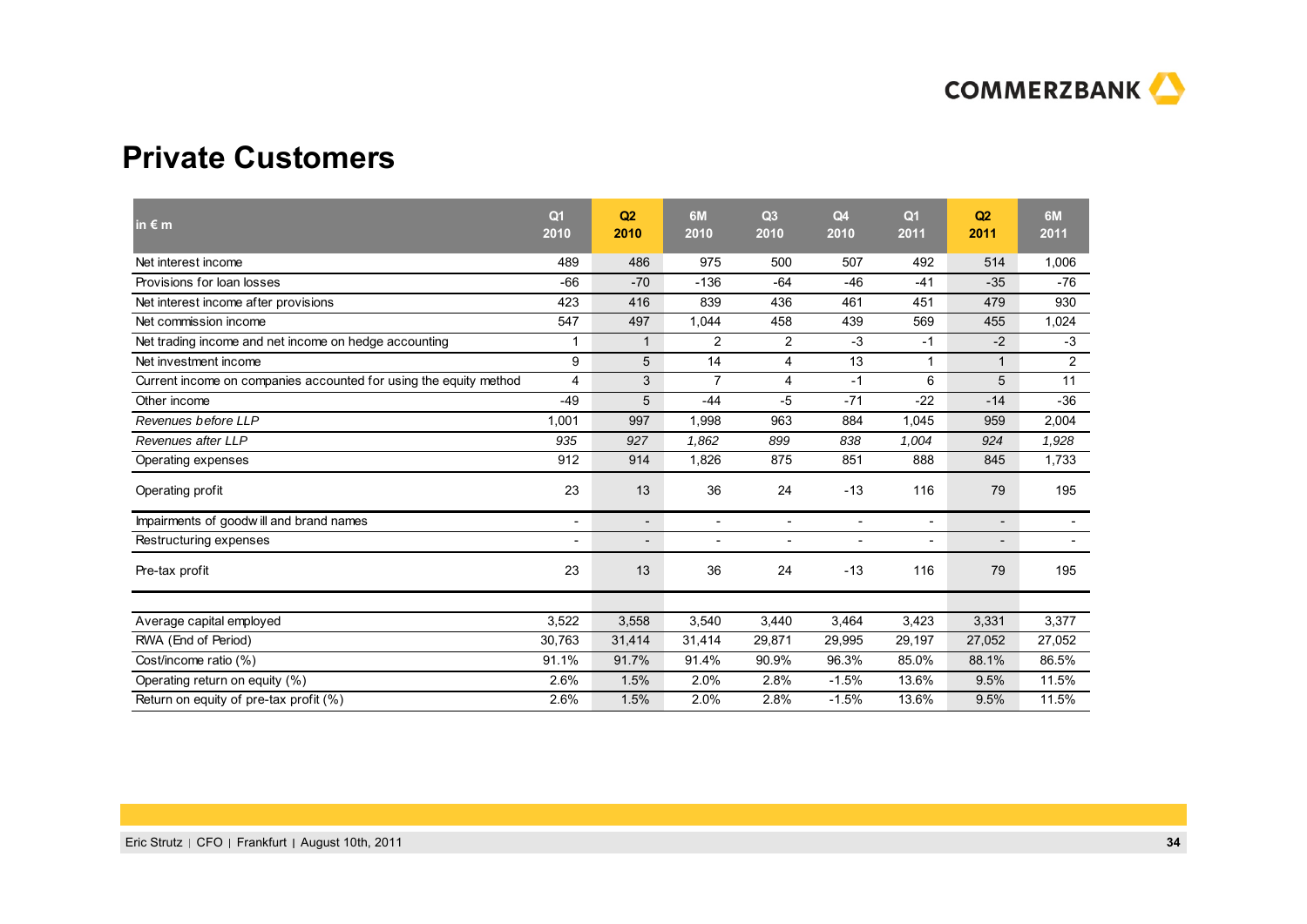# Private Customers

| in € m | Q1 2010 | Q2 2010 | 6M 2010 | Q3 2010 | Q4 2010 | Q1 2011 | Q2 2011 | 6M 2011 |
|---|---|---|---|---|---|---|---|---|
| Net interest income | 489 | 486 | 975 | 500 | 507 | 492 | 514 | 1,006 |
| Provisions for loan losses | -66 | -70 | -136 | -64 | -46 | -41 | -35 | -76 |
| Net interest income after provisions | 423 | 416 | 839 | 436 | 461 | 451 | 479 | 930 |
| Net commission income | 547 | 497 | 1,044 | 458 | 439 | 569 | 455 | 1,024 |
| Net trading income and net income on hedge accounting | 1 | 1 | 2 | 2 | -3 | -1 | -2 | -3 |
| Net investment income | 9 | 5 | 14 | 4 | 13 | 1 | 1 | 2 |
| Current income on companies accounted for using the equity method | 4 | 3 | 7 | 4 | -1 | 6 | 5 | 11 |
| Other income | -49 | 5 | -44 | -5 | -71 | -22 | -14 | -36 |
| *Revenues before LLP* | *1,001* | *997* | *1,998* | *963* | *884* | *1,045* | *959* | *2,004* |
| *Revenues after LLP* | *935* | *927* | *1,862* | *899* | *838* | *1,004* | *924* | *1,928* |
| Operating expenses | 912 | 914 | 1,826 | 875 | 851 | 888 | 845 | 1,733 |
| Operating profit | 23 | 13 | 36 | 24 | -13 | 116 | 79 | 195 |
| Impairments of goodwill and brand names | - | - | - | - | - | - | - | - |
| Restructuring expenses | - | - | - | - | - | - | - | - |
| Pre-tax profit | 23 | 13 | 36 | 24 | -13 | 116 | 79 | 195 |
| | | | | | | | | |
| Average capital employed | 3,522 | 3,558 | 3,540 | 3,440 | 3,464 | 3,423 | 3,331 | 3,377 |
| RWA (End of Period) | 30,763 | 31,414 | 31,414 | 29,871 | 29,995 | 29,197 | 27,052 | 27,052 |
| Cost/income ratio (%) | 91.1% | 91.7% | 91.4% | 90.9% | 96.3% | 85.0% | 88.1% | 86.5% |
| Operating return on equity (%) | 2.6% | 1.5% | 2.0% | 2.8% | -1.5% | 13.6% | 9.5% | 11.5% |
| Return on equity of pre-tax profit (%) | 2.6% | 1.5% | 2.0% | 2.8% | -1.5% | 13.6% | 9.5% | 11.5% |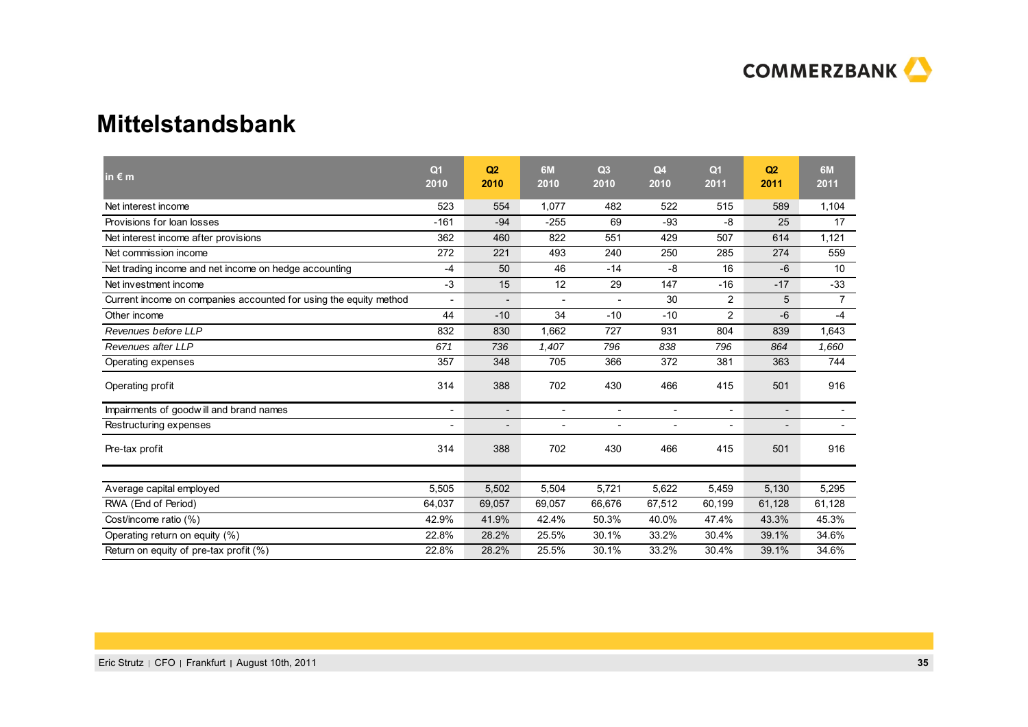# Mittelstandsbank

| in € m | Q1 2010 | Q2 2010 | 6M 2010 | Q3 2010 | Q4 2010 | Q1 2011 | Q2 2011 | 6M 2011 |
|---|---|---|---|---|---|---|---|---|
| Net interest income | 523 | 554 | 1,077 | 482 | 522 | 515 | 589 | 1,104 |
| Provisions for loan losses | -161 | -94 | -255 | 69 | -93 | -8 | 25 | 17 |
| Net interest income after provisions | 362 | 460 | 822 | 551 | 429 | 507 | 614 | 1,121 |
| Net commission income | 272 | 221 | 493 | 240 | 250 | 285 | 274 | 559 |
| Net trading income and net income on hedge accounting | -4 | 50 | 46 | -14 | -8 | 16 | -6 | 10 |
| Net investment income | -3 | 15 | 12 | 29 | 147 | -16 | -17 | -33 |
| Current income on companies accounted for using the equity method | - | - | - | - | 30 | 2 | 5 | 7 |
| Other income | 44 | -10 | 34 | -10 | -10 | 2 | -6 | -4 |
| *Revenues before LLP* | 832 | 830 | 1,662 | 727 | 931 | 804 | 839 | 1,643 |
| *Revenues after LLP* | *671* | *736* | *1,407* | *796* | *838* | *796* | *864* | *1,660* |
| Operating expenses | 357 | 348 | 705 | 366 | 372 | 381 | 363 | 744 |
| Operating profit | 314 | 388 | 702 | 430 | 466 | 415 | 501 | 916 |
| Impairments of goodwill and brand names | - | - | - | - | - | - | - | - |
| Restructuring expenses | - | - | - | - | - | - | - | - |
| Pre-tax profit | 314 | 388 | 702 | 430 | 466 | 415 | 501 | 916 |
| | | | | | | | | |
| Average capital employed | 5,505 | 5,502 | 5,504 | 5,721 | 5,622 | 5,459 | 5,130 | 5,295 |
| RWA (End of Period) | 64,037 | 69,057 | 69,057 | 66,676 | 67,512 | 60,199 | 61,128 | 61,128 |
| Cost/income ratio (%) | 42.9% | 41.9% | 42.4% | 50.3% | 40.0% | 47.4% | 43.3% | 45.3% |
| Operating return on equity (%) | 22.8% | 28.2% | 25.5% | 30.1% | 33.2% | 30.4% | 39.1% | 34.6% |
| Return on equity of pre-tax profit (%) | 22.8% | 28.2% | 25.5% | 30.1% | 33.2% | 30.4% | 39.1% | 34.6% |

Eric Strutz | CFO | Frankfurt | August 10th, 2011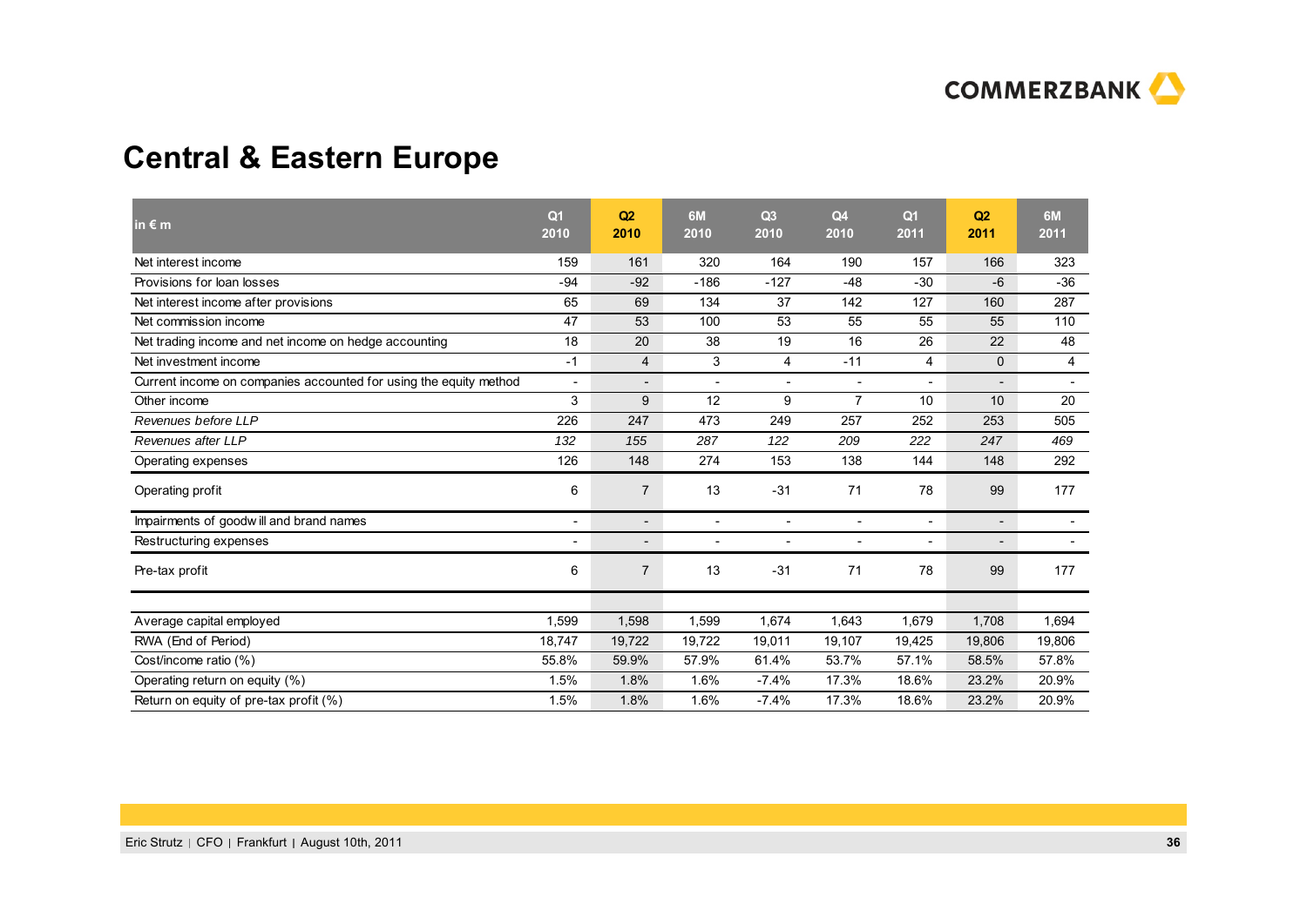# Central & Eastern Europe

| in € m | Q1 2010 | Q2 2010 | 6M 2010 | Q3 2010 | Q4 2010 | Q1 2011 | Q2 2011 | 6M 2011 |
|---|---|---|---|---|---|---|---|---|
| Net interest income | 159 | 161 | 320 | 164 | 190 | 157 | 166 | 323 |
| Provisions for loan losses | -94 | -92 | -186 | -127 | -48 | -30 | -6 | -36 |
| Net interest income after provisions | 65 | 69 | 134 | 37 | 142 | 127 | 160 | 287 |
| Net commission income | 47 | 53 | 100 | 53 | 55 | 55 | 55 | 110 |
| Net trading income and net income on hedge accounting | 18 | 20 | 38 | 19 | 16 | 26 | 22 | 48 |
| Net investment income | -1 | 4 | 3 | 4 | -11 | 4 | 0 | 4 |
| Current income on companies accounted for using the equity method | - | - | - | - | - | - | - | - |
| Other income | 3 | 9 | 12 | 9 | 7 | 10 | 10 | 20 |
| *Revenues before LLP* | 226 | 247 | 473 | 249 | 257 | 252 | 253 | 505 |
| *Revenues after LLP* | *132* | *155* | *287* | *122* | *209* | *222* | *247* | *469* |
| Operating expenses | 126 | 148 | 274 | 153 | 138 | 144 | 148 | 292 |
| Operating profit | 6 | 7 | 13 | -31 | 71 | 78 | 99 | 177 |
| Impairments of goodwill and brand names | - | - | - | - | - | - | - | - |
| Restructuring expenses | - | - | - | - | - | - | - | - |
| Pre-tax profit | 6 | 7 | 13 | -31 | 71 | 78 | 99 | 177 |
| | | | | | | | | |
| Average capital employed | 1,599 | 1,598 | 1,599 | 1,674 | 1,643 | 1,679 | 1,708 | 1,694 |
| RWA (End of Period) | 18,747 | 19,722 | 19,722 | 19,011 | 19,107 | 19,425 | 19,806 | 19,806 |
| Cost/income ratio (%) | 55.8% | 59.9% | 57.9% | 61.4% | 53.7% | 57.1% | 58.5% | 57.8% |
| Operating return on equity (%) | 1.5% | 1.8% | 1.6% | -7.4% | 17.3% | 18.6% | 23.2% | 20.9% |
| Return on equity of pre-tax profit (%) | 1.5% | 1.8% | 1.6% | -7.4% | 17.3% | 18.6% | 23.2% | 20.9% |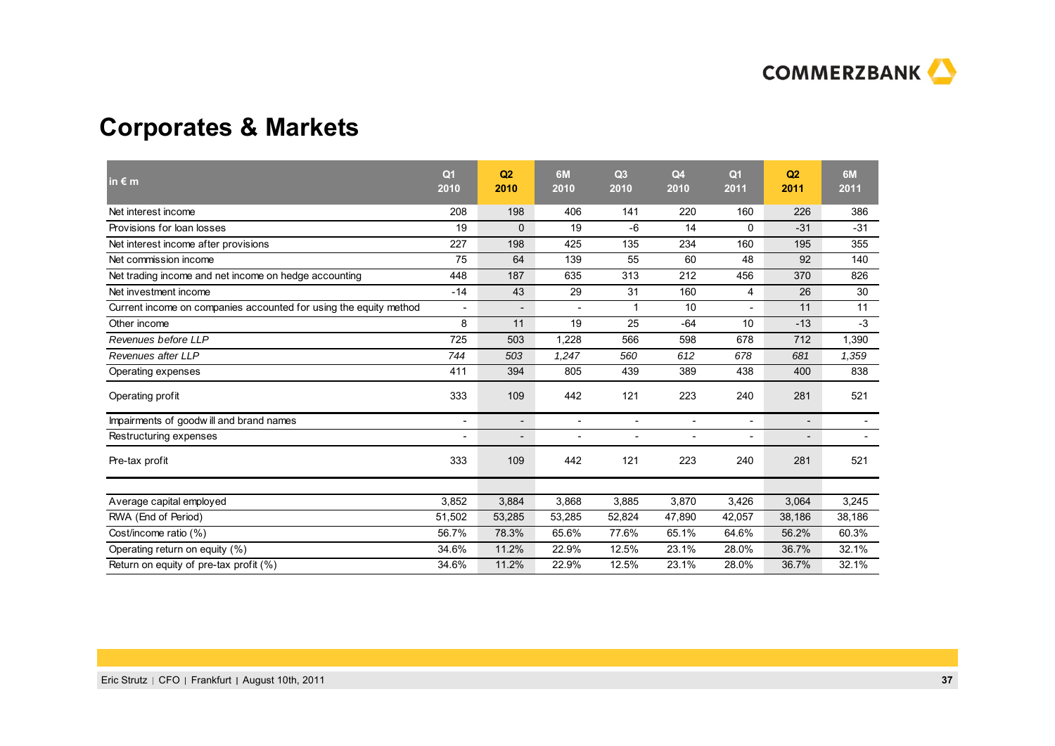# Corporates & Markets

| in € m | Q1 2010 | Q2 2010 | 6M 2010 | Q3 2010 | Q4 2010 | Q1 2011 | Q2 2011 | 6M 2011 |
|---|---|---|---|---|---|---|---|---|
| Net interest income | 208 | 198 | 406 | 141 | 220 | 160 | 226 | 386 |
| Provisions for loan losses | 19 | 0 | 19 | -6 | 14 | 0 | -31 | -31 |
| Net interest income after provisions | 227 | 198 | 425 | 135 | 234 | 160 | 195 | 355 |
| Net commission income | 75 | 64 | 139 | 55 | 60 | 48 | 92 | 140 |
| Net trading income and net income on hedge accounting | 448 | 187 | 635 | 313 | 212 | 456 | 370 | 826 |
| Net investment income | -14 | 43 | 29 | 31 | 160 | 4 | 26 | 30 |
| Current income on companies accounted for using the equity method | - | - | - | 1 | 10 | - | 11 | 11 |
| Other income | 8 | 11 | 19 | 25 | -64 | 10 | -13 | -3 |
| *Revenues before LLP* | 725 | 503 | 1,228 | 566 | 598 | 678 | 712 | 1,390 |
| *Revenues after LLP* | *744* | *503* | *1,247* | *560* | *612* | *678* | *681* | *1,359* |
| Operating expenses | 411 | 394 | 805 | 439 | 389 | 438 | 400 | 838 |
| Operating profit | 333 | 109 | 442 | 121 | 223 | 240 | 281 | 521 |
| Impairments of goodwill and brand names | - | - | - | - | - | - | - | - |
| Restructuring expenses | - | - | - | - | - | - | - | - |
| Pre-tax profit | 333 | 109 | 442 | 121 | 223 | 240 | 281 | 521 |
| | | | | | | | | |
| Average capital employed | 3,852 | 3,884 | 3,868 | 3,885 | 3,870 | 3,426 | 3,064 | 3,245 |
| RWA (End of Period) | 51,502 | 53,285 | 53,285 | 52,824 | 47,890 | 42,057 | 38,186 | 38,186 |
| Cost/income ratio (%) | 56.7% | 78.3% | 65.6% | 77.6% | 65.1% | 64.6% | 56.2% | 60.3% |
| Operating return on equity (%) | 34.6% | 11.2% | 22.9% | 12.5% | 23.1% | 28.0% | 36.7% | 32.1% |
| Return on equity of pre-tax profit (%) | 34.6% | 11.2% | 22.9% | 12.5% | 23.1% | 28.0% | 36.7% | 32.1% |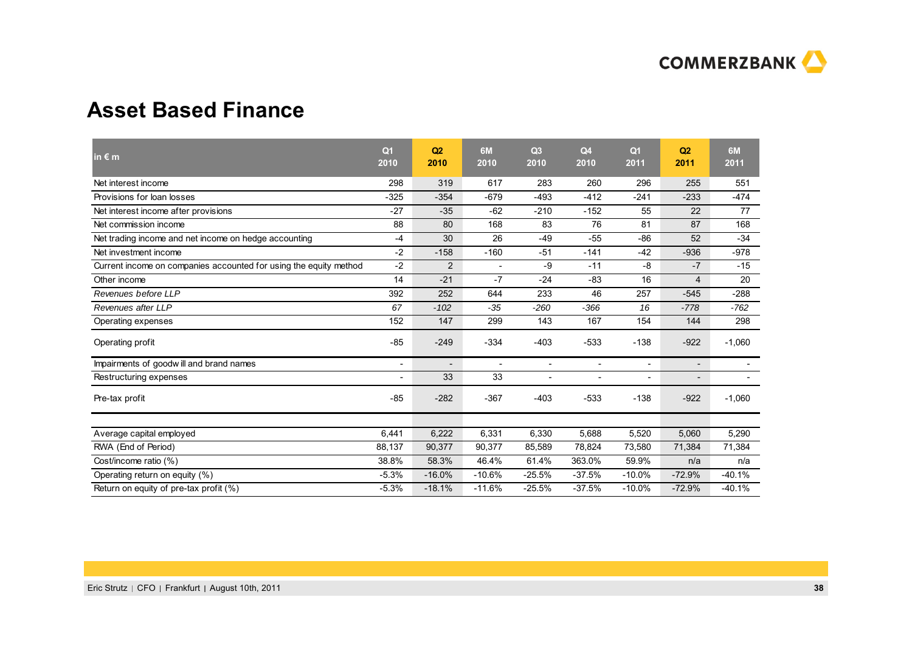# Asset Based Finance

| in € m | Q1 2010 | Q2 2010 | 6M 2010 | Q3 2010 | Q4 2010 | Q1 2011 | Q2 2011 | 6M 2011 |
|---|---|---|---|---|---|---|---|---|
| Net interest income | 298 | 319 | 617 | 283 | 260 | 296 | 255 | 551 |
| Provisions for loan losses | -325 | -354 | -679 | -493 | -412 | -241 | -233 | -474 |
| Net interest income after provisions | -27 | -35 | -62 | -210 | -152 | 55 | 22 | 77 |
| Net commission income | 88 | 80 | 168 | 83 | 76 | 81 | 87 | 168 |
| Net trading income and net income on hedge accounting | -4 | 30 | 26 | -49 | -55 | -86 | 52 | -34 |
| Net investment income | -2 | -158 | -160 | -51 | -141 | -42 | -936 | -978 |
| Current income on companies accounted for using the equity method | -2 | 2 | - | -9 | -11 | -8 | -7 | -15 |
| Other income | 14 | -21 | -7 | -24 | -83 | 16 | 4 | 20 |
| *Revenues before LLP* | 392 | 252 | 644 | 233 | 46 | 257 | -545 | -288 |
| *Revenues after LLP* | *67* | *-102* | *-35* | *-260* | *-366* | *16* | *-778* | *-762* |
| Operating expenses | 152 | 147 | 299 | 143 | 167 | 154 | 144 | 298 |
| Operating profit | -85 | -249 | -334 | -403 | -533 | -138 | -922 | -1,060 |
| Impairments of goodwill and brand names | - | - | - | - | - | - | - | - |
| Restructuring expenses | - | 33 | 33 | - | - | - | - | - |
| Pre-tax profit | -85 | -282 | -367 | -403 | -533 | -138 | -922 | -1,060 |
| | | | | | | | | |
| Average capital employed | 6,441 | 6,222 | 6,331 | 6,330 | 5,688 | 5,520 | 5,060 | 5,290 |
| RWA (End of Period) | 88,137 | 90,377 | 90,377 | 85,589 | 78,824 | 73,580 | 71,384 | 71,384 |
| Cost/income ratio (%) | 38.8% | 58.3% | 46.4% | 61.4% | 363.0% | 59.9% | n/a | n/a |
| Operating return on equity (%) | -5.3% | -16.0% | -10.6% | -25.5% | -37.5% | -10.0% | -72.9% | -40.1% |
| Return on equity of pre-tax profit (%) | -5.3% | -18.1% | -11.6% | -25.5% | -37.5% | -10.0% | -72.9% | -40.1% |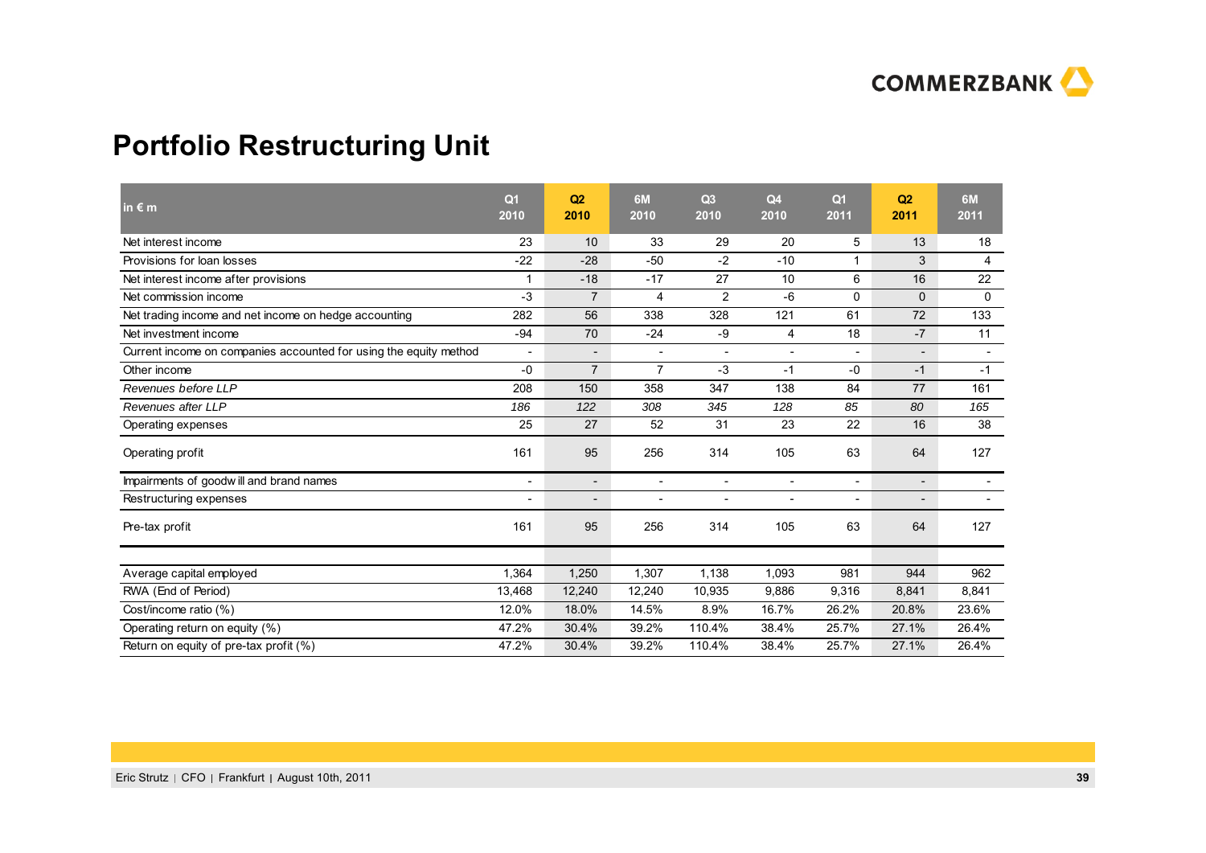# Portfolio Restructuring Unit

| in € m | Q1 2010 | Q2 2010 | 6M 2010 | Q3 2010 | Q4 2010 | Q1 2011 | Q2 2011 | 6M 2011 |
|---|---|---|---|---|---|---|---|---|
| Net interest income | 23 | 10 | 33 | 29 | 20 | 5 | 13 | 18 |
| Provisions for loan losses | -22 | -28 | -50 | -2 | -10 | 1 | 3 | 4 |
| Net interest income after provisions | 1 | -18 | -17 | 27 | 10 | 6 | 16 | 22 |
| Net commission income | -3 | 7 | 4 | 2 | -6 | 0 | 0 | 0 |
| Net trading income and net income on hedge accounting | 282 | 56 | 338 | 328 | 121 | 61 | 72 | 133 |
| Net investment income | -94 | 70 | -24 | -9 | 4 | 18 | -7 | 11 |
| Current income on companies accounted for using the equity method | - | - | - | - | - | - | - | - |
| Other income | -0 | 7 | 7 | -3 | -1 | -0 | -1 | -1 |
| *Revenues before LLP* | 208 | 150 | 358 | 347 | 138 | 84 | 77 | 161 |
| *Revenues after LLP* | *186* | *122* | *308* | *345* | *128* | *85* | *80* | *165* |
| Operating expenses | 25 | 27 | 52 | 31 | 23 | 22 | 16 | 38 |
| Operating profit | 161 | 95 | 256 | 314 | 105 | 63 | 64 | 127 |
| Impairments of goodwill and brand names | - | - | - | - | - | - | - | - |
| Restructuring expenses | - | - | - | - | - | - | - | - |
| Pre-tax profit | 161 | 95 | 256 | 314 | 105 | 63 | 64 | 127 |
| | | | | | | | | |
| Average capital employed | 1,364 | 1,250 | 1,307 | 1,138 | 1,093 | 981 | 944 | 962 |
| RWA (End of Period) | 13,468 | 12,240 | 12,240 | 10,935 | 9,886 | 9,316 | 8,841 | 8,841 |
| Cost/income ratio (%) | 12.0% | 18.0% | 14.5% | 8.9% | 16.7% | 26.2% | 20.8% | 23.6% |
| Operating return on equity (%) | 47.2% | 30.4% | 39.2% | 110.4% | 38.4% | 25.7% | 27.1% | 26.4% |
| Return on equity of pre-tax profit (%) | 47.2% | 30.4% | 39.2% | 110.4% | 38.4% | 25.7% | 27.1% | 26.4% |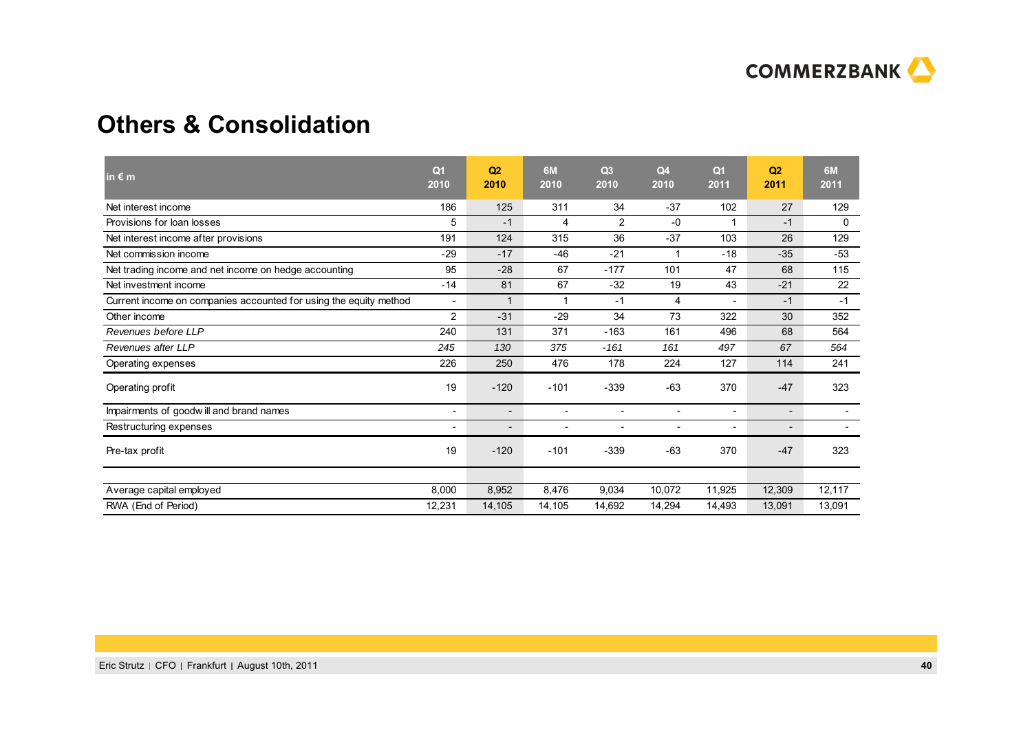## Others & Consolidation

| in € m | Q1 2010 | Q2 2010 | 6M 2010 | Q3 2010 | Q4 2010 | Q1 2011 | Q2 2011 | 6M 2011 |
|---|---|---|---|---|---|---|---|---|
| Net interest income | 186 | 125 | 311 | 34 | -37 | 102 | 27 | 129 |
| Provisions for loan losses | 5 | -1 | 4 | 2 | -0 | 1 | -1 | 0 |
| Net interest income after provisions | 191 | 124 | 315 | 36 | -37 | 103 | 26 | 129 |
| Net commission income | -29 | -17 | -46 | -21 | 1 | -18 | -35 | -53 |
| Net trading income and net income on hedge accounting | 95 | -28 | 67 | -177 | 101 | 47 | 68 | 115 |
| Net investment income | -14 | 81 | 67 | -32 | 19 | 43 | -21 | 22 |
| Current income on companies accounted for using the equity method | - | 1 | 1 | -1 | 4 | - | -1 | -1 |
| Other income | 2 | -31 | -29 | 34 | 73 | 322 | 30 | 352 |
| *Revenues before LLP* | 240 | 131 | 371 | -163 | 161 | 496 | 68 | 564 |
| *Revenues after LLP* | *245* | *130* | *375* | *-161* | *161* | *497* | *67* | *564* |
| Operating expenses | 226 | 250 | 476 | 178 | 224 | 127 | 114 | 241 |
| Operating profit | 19 | -120 | -101 | -339 | -63 | 370 | -47 | 323 |
| Impairments of goodwill and brand names | - | - | - | - | - | - | - | - |
| Restructuring expenses | - | - | - | - | - | - | - | - |
| Pre-tax profit | 19 | -120 | -101 | -339 | -63 | 370 | -47 | 323 |
| | | | | | | | | |
| Average capital employed | 8,000 | 8,952 | 8,476 | 9,034 | 10,072 | 11,925 | 12,309 | 12,117 |
| RWA (End of Period) | 12,231 | 14,105 | 14,105 | 14,692 | 14,294 | 14,493 | 13,091 | 13,091 |

Eric Strutz | CFO | Frankfurt | August 10th, 2011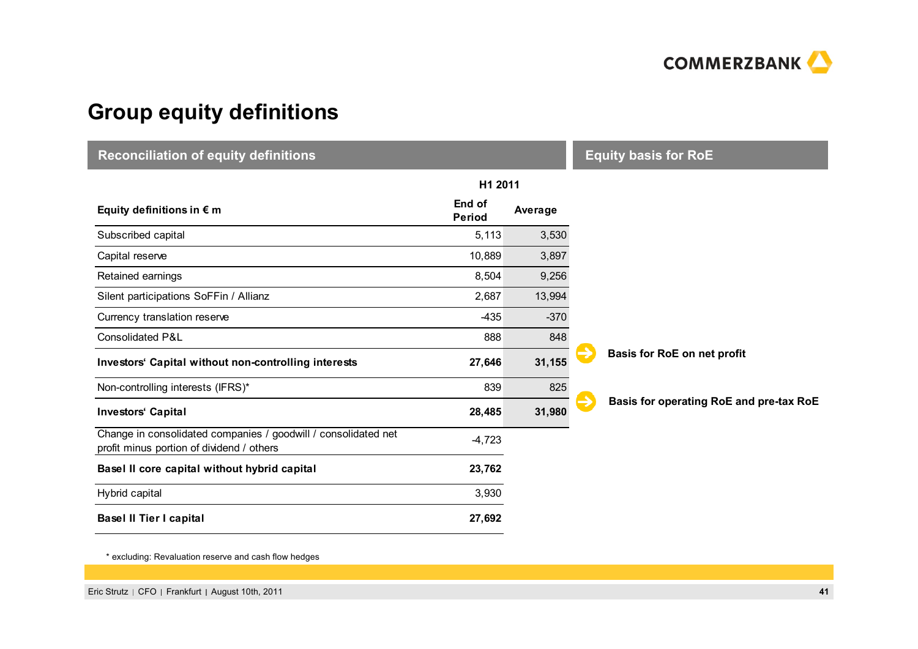# Group equity definitions

## Reconciliation of equity definitions

| Equity definitions in € m | H1 2011 End of Period | H1 2011 Average |
|---|---|---|
| Subscribed capital | 5,113 | 3,530 |
| Capital reserve | 10,889 | 3,897 |
| Retained earnings | 8,504 | 9,256 |
| Silent participations SoFFin / Allianz | 2,687 | 13,994 |
| Currency translation reserve | -435 | -370 |
| Consolidated P&L | 888 | 848 |
| **Investors' Capital without non-controlling interests** | **27,646** | **31,155** |
| Non-controlling interests (IFRS)* | 839 | 825 |
| **Investors' Capital** | **28,485** | **31,980** |
| Change in consolidated companies / goodwill / consolidated net profit minus portion of dividend / others | -4,723 | |
| **Basel II core capital without hybrid capital** | **23,762** | |
| Hybrid capital | 3,930 | |
| **Basel II Tier I capital** | **27,692** | |

## Equity basis for RoE

- **Basis for RoE on net profit** (Investors' Capital without non-controlling interests)
- **Basis for operating RoE and pre-tax RoE** (Investors' Capital)

\* excluding: Revaluation reserve and cash flow hedges

Eric Strutz | CFO | Frankfurt | August 10th, 2011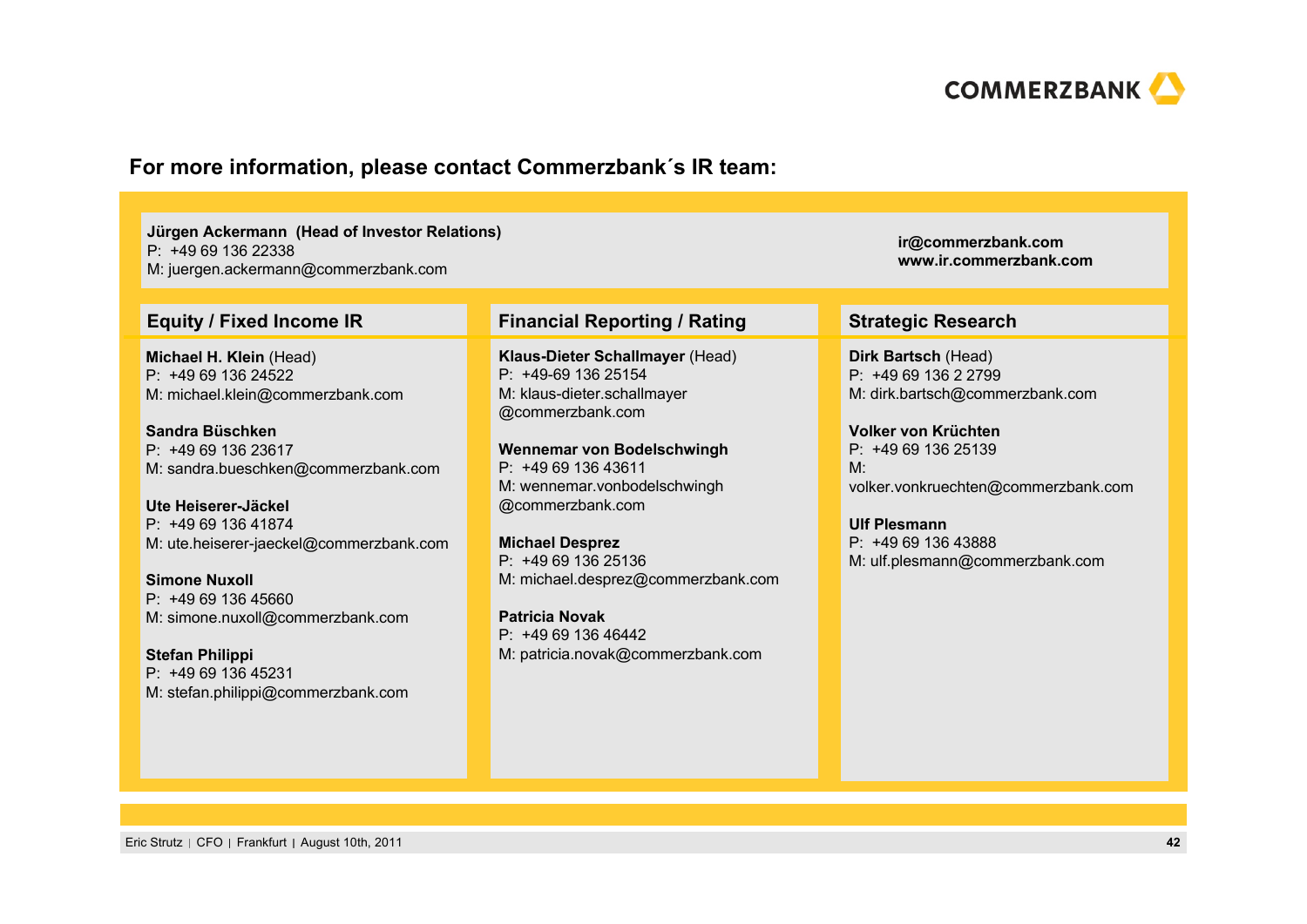## For more information, please contact Commerzbank´s IR team:

**Jürgen Ackermann (Head of Investor Relations)**
P: +49 69 136 22338
M: juergen.ackermann@commerzbank.com

**ir@commerzbank.com**
**www.ir.commerzbank.com**

### Equity / Fixed Income IR

**Michael H. Klein** (Head)
P: +49 69 136 24522
M: michael.klein@commerzbank.com

**Sandra Büschken**
P: +49 69 136 23617
M: sandra.bueschken@commerzbank.com

**Ute Heiserer-Jäckel**
P: +49 69 136 41874
M: ute.heiserer-jaeckel@commerzbank.com

**Simone Nuxoll**
P: +49 69 136 45660
M: simone.nuxoll@commerzbank.com

**Stefan Philippi**
P: +49 69 136 45231
M: stefan.philippi@commerzbank.com

### Financial Reporting / Rating

**Klaus-Dieter Schallmayer** (Head)
P: +49-69 136 25154
M: klaus-dieter.schallmayer@commerzbank.com

**Wennemar von Bodelschwingh**
P: +49 69 136 43611
M: wennemar.vonbodelschwingh@commerzbank.com

**Michael Desprez**
P: +49 69 136 25136
M: michael.desprez@commerzbank.com

**Patricia Novak**
P: +49 69 136 46442
M: patricia.novak@commerzbank.com

### Strategic Research

**Dirk Bartsch** (Head)
P: +49 69 136 2 2799
M: dirk.bartsch@commerzbank.com

**Volker von Krüchten**
P: +49 69 136 25139
M: volker.vonkruechten@commerzbank.com

**Ulf Plesmann**
P: +49 69 136 43888
M: ulf.plesmann@commerzbank.com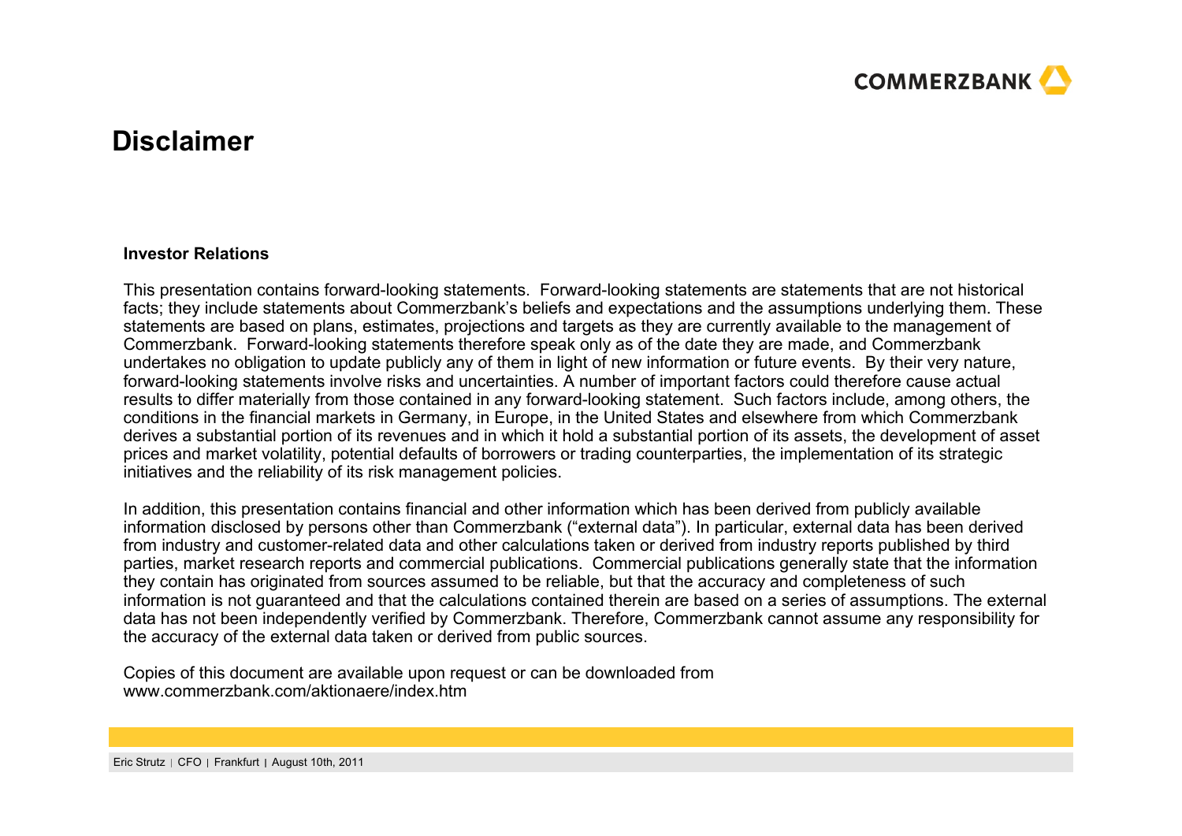# Disclaimer

**Investor Relations**

This presentation contains forward-looking statements. Forward-looking statements are statements that are not historical facts; they include statements about Commerzbank's beliefs and expectations and the assumptions underlying them. These statements are based on plans, estimates, projections and targets as they are currently available to the management of Commerzbank. Forward-looking statements therefore speak only as of the date they are made, and Commerzbank undertakes no obligation to update publicly any of them in light of new information or future events. By their very nature, forward-looking statements involve risks and uncertainties. A number of important factors could therefore cause actual results to differ materially from those contained in any forward-looking statement. Such factors include, among others, the conditions in the financial markets in Germany, in Europe, in the United States and elsewhere from which Commerzbank derives a substantial portion of its revenues and in which it hold a substantial portion of its assets, the development of asset prices and market volatility, potential defaults of borrowers or trading counterparties, the implementation of its strategic initiatives and the reliability of its risk management policies.

In addition, this presentation contains financial and other information which has been derived from publicly available information disclosed by persons other than Commerzbank ("external data"). In particular, external data has been derived from industry and customer-related data and other calculations taken or derived from industry reports published by third parties, market research reports and commercial publications. Commercial publications generally state that the information they contain has originated from sources assumed to be reliable, but that the accuracy and completeness of such information is not guaranteed and that the calculations contained therein are based on a series of assumptions. The external data has not been independently verified by Commerzbank. Therefore, Commerzbank cannot assume any responsibility for the accuracy of the external data taken or derived from public sources.

Copies of this document are available upon request or can be downloaded from www.commerzbank.com/aktionaere/index.htm